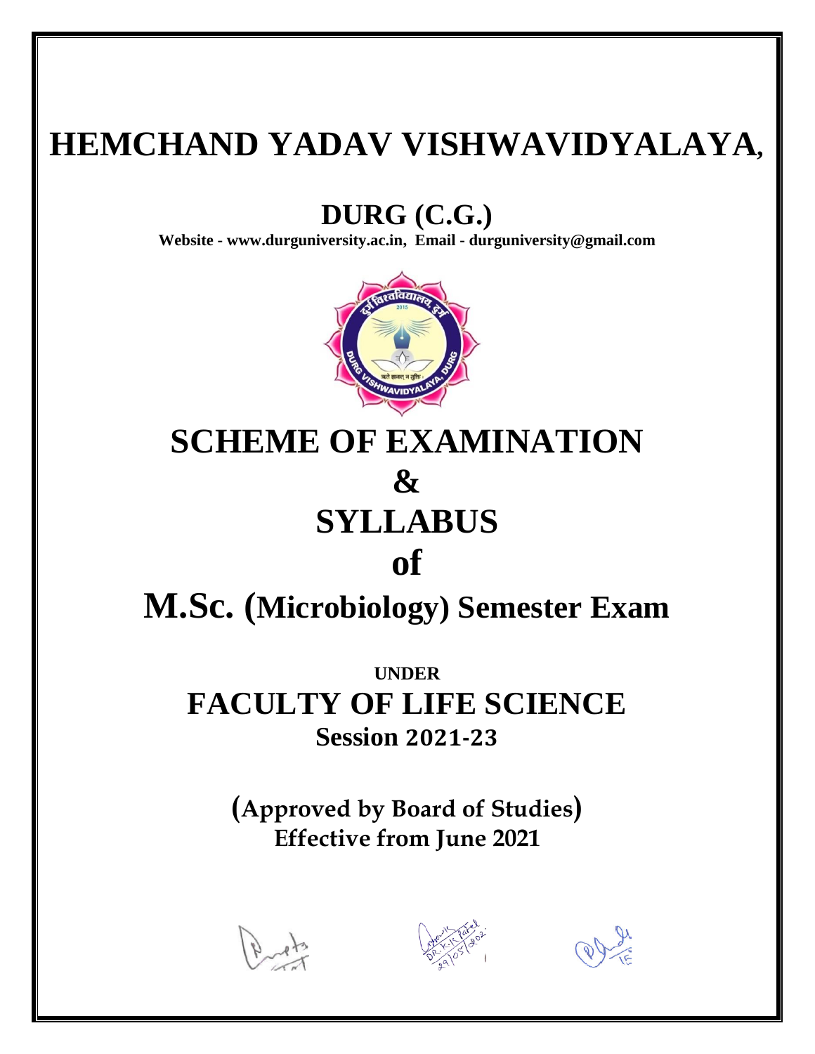# HEMCHAND YADAV VISHWAVIDYALAYA,

## DURG (C.G.)

**Website - www.durguniversity.ac.in, Email - durguniversity@gmail.com**

# SCHEME OF EXAMINATION

# &

# SYLLABUS

# of

# M.Sc. (Microbiology) Semester Exam

**UNDER**

## FACULTY OF LIFE SCIENCE

**Session 2021-23**

**(Approved by Board of Studies)**

**Effective from June 2021**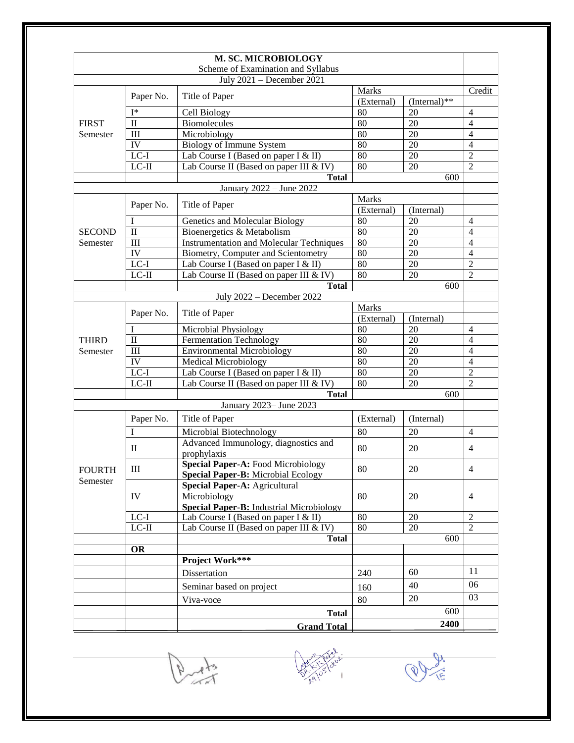# M. SC. MICROBIOLOGY

Scheme of Examination and Syllabus

| | Paper No. | Title of Paper | Marks | | Credit |
|---|---|---|---|---|---|
| **July 2021 – December 2021** | | | | | |
| | | | (External) | (Internal)** | |
| FIRST Semester | I* | Cell Biology | 80 | 20 | 4 |
| | II | Biomolecules | 80 | 20 | 4 |
| | III | Microbiology | 80 | 20 | 4 |
| | IV | Biology of Immune System | 80 | 20 | 4 |
| | LC-I | Lab Course I (Based on paper I & II) | 80 | 20 | 2 |
| | LC-II | Lab Course II (Based on paper III & IV) | 80 | 20 | 2 |
| | | **Total** | | 600 | |
| **January 2022 – June 2022** | | | | | |
| | Paper No. | Title of Paper | Marks | | |
| | | | (External) | (Internal) | |
| SECOND Semester | I | Genetics and Molecular Biology | 80 | 20 | 4 |
| | II | Bioenergetics & Metabolism | 80 | 20 | 4 |
| | III | Instrumentation and Molecular Techniques | 80 | 20 | 4 |
| | IV | Biometry, Computer and Scientometry | 80 | 20 | 4 |
| | LC-I | Lab Course I (Based on paper I & II) | 80 | 20 | 2 |
| | LC-II | Lab Course II (Based on paper III & IV) | 80 | 20 | 2 |
| | | **Total** | | 600 | |
| **July 2022 – December 2022** | | | | | |
| | Paper No. | Title of Paper | Marks | | |
| | | | (External) | (Internal) | |
| THIRD Semester | I | Microbial Physiology | 80 | 20 | 4 |
| | II | Fermentation Technology | 80 | 20 | 4 |
| | III | Environmental Microbiology | 80 | 20 | 4 |
| | IV | Medical Microbiology | 80 | 20 | 4 |
| | LC-I | Lab Course I (Based on paper I & II) | 80 | 20 | 2 |
| | LC-II | Lab Course II (Based on paper III & IV) | 80 | 20 | 2 |
| | | **Total** | | 600 | |
| **January 2023– June 2023** | | | | | |
| | Paper No. | Title of Paper | (External) | (Internal) | |
| FOURTH Semester | I | Microbial Biotechnology | 80 | 20 | 4 |
| | II | Advanced Immunology, diagnostics and prophylaxis | 80 | 20 | 4 |
| | III | **Special Paper-A:** Food Microbiology<br>**Special Paper-B:** Microbial Ecology | 80 | 20 | 4 |
| | IV | **Special Paper-A:** Agricultural Microbiology<br>**Special Paper-B:** Industrial Microbiology | 80 | 20 | 4 |
| | LC-I | Lab Course I (Based on paper I & II) | 80 | 20 | 2 |
| | LC-II | Lab Course II (Based on paper III & IV) | 80 | 20 | 2 |
| | | **Total** | | 600 | |
| | **OR** | | | | |
| | | **Project Work*** ** | | | |
| | | Dissertation | 240 | 60 | 11 |
| | | Seminar based on project | 160 | 40 | 06 |
| | | Viva-voce | 80 | 20 | 03 |
| | | **Total** | | 600 | |
| | | **Grand Total** | | **2400** | |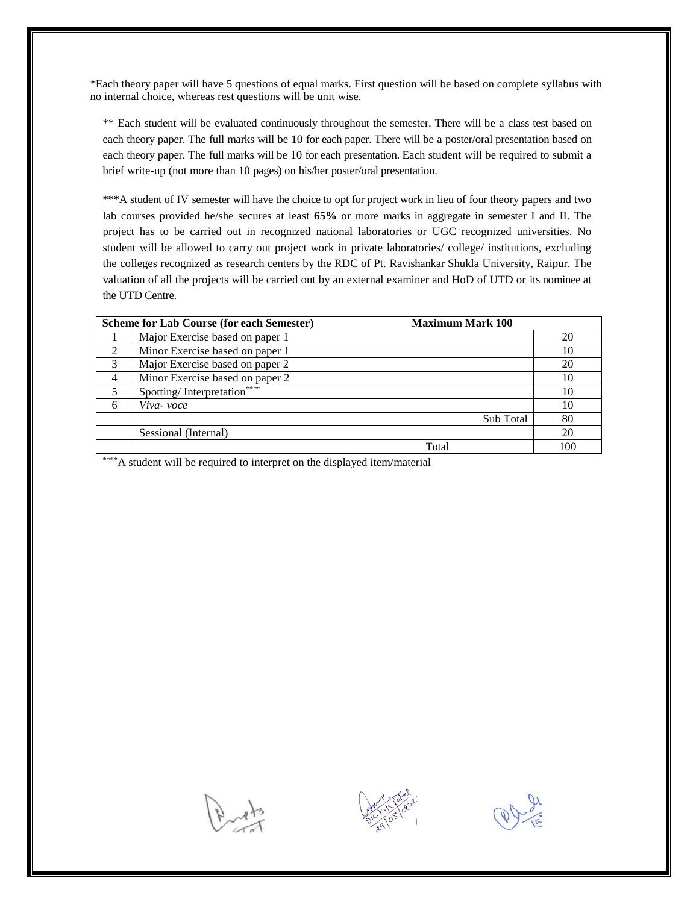*Each theory paper will have 5 questions of equal marks. First question will be based on complete syllabus with no internal choice, whereas rest questions will be unit wise.

** Each student will be evaluated continuously throughout the semester. There will be a class test based on each theory paper. The full marks will be 10 for each paper. There will be a poster/oral presentation based on each theory paper. The full marks will be 10 for each presentation. Each student will be required to submit a brief write-up (not more than 10 pages) on his/her poster/oral presentation.

***A student of IV semester will have the choice to opt for project work in lieu of four theory papers and two lab courses provided he/she secures at least **65%** or more marks in aggregate in semester I and II. The project has to be carried out in recognized national laboratories or UGC recognized universities. No student will be allowed to carry out project work in private laboratories/ college/ institutions, excluding the colleges recognized as research centers by the RDC of Pt. Ravishankar Shukla University, Raipur. The valuation of all the projects will be carried out by an external examiner and HoD of UTD or its nominee at the UTD Centre.

| **Scheme for Lab Course (for each Semester)** | **Maximum Mark 100** | |
|---|---|---|
| 1 | Major Exercise based on paper 1 | 20 |
| 2 | Minor Exercise based on paper 1 | 10 |
| 3 | Major Exercise based on paper 2 | 20 |
| 4 | Minor Exercise based on paper 2 | 10 |
| 5 | Spotting/ Interpretation**** | 10 |
| 6 | *Viva- voce* | 10 |
| | Sub Total | 80 |
| | Sessional (Internal) | 20 |
| | Total | 100 |

****A student will be required to interpret on the displayed item/material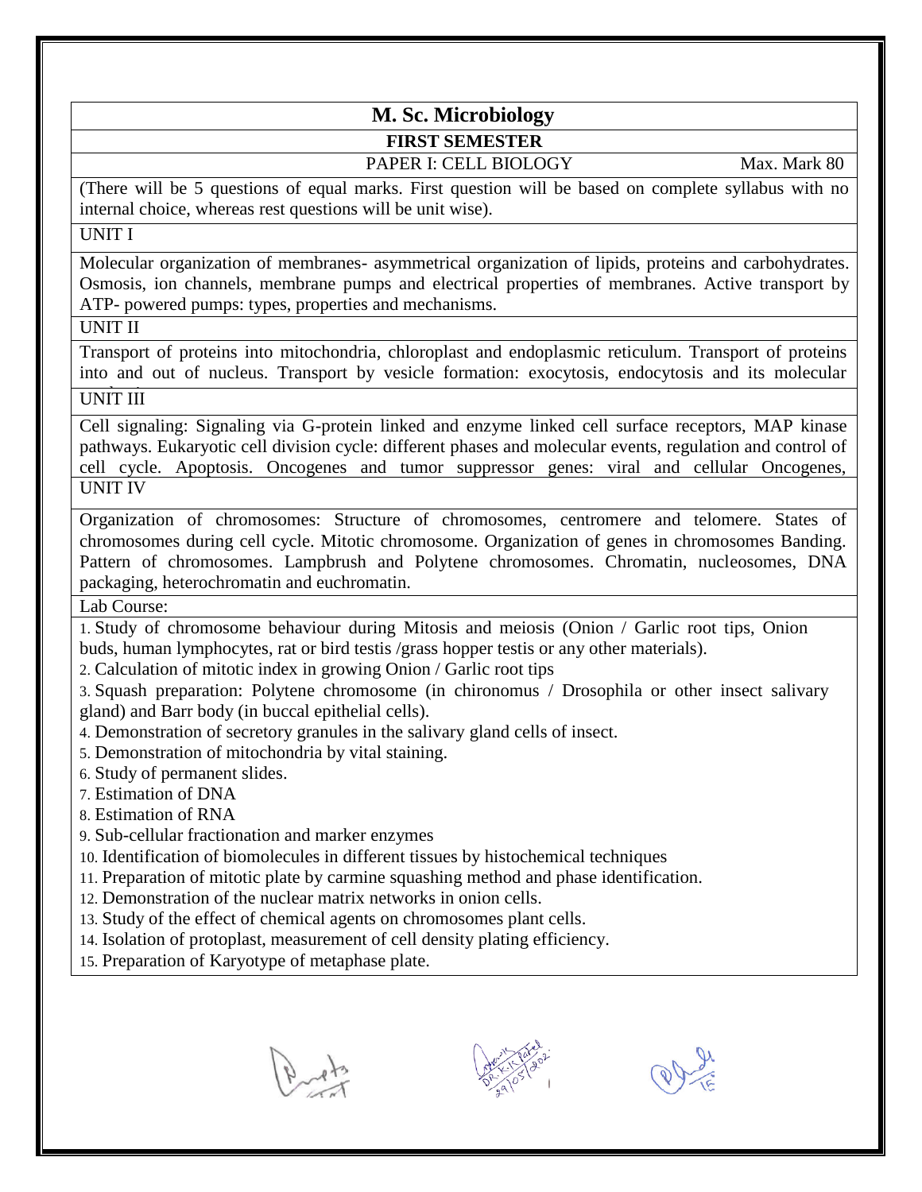# M. Sc. Microbiology

## FIRST SEMESTER

PAPER I: CELL BIOLOGY — Max. Mark 80

(There will be 5 questions of equal marks. First question will be based on complete syllabus with no internal choice, whereas rest questions will be unit wise).

### UNIT I

Molecular organization of membranes- asymmetrical organization of lipids, proteins and carbohydrates. Osmosis, ion channels, membrane pumps and electrical properties of membranes. Active transport by ATP- powered pumps: types, properties and mechanisms.

### UNIT II

Transport of proteins into mitochondria, chloroplast and endoplasmic reticulum. Transport of proteins into and out of nucleus. Transport by vesicle formation: exocytosis, endocytosis and its molecular

### UNIT III

Cell signaling: Signaling via G-protein linked and enzyme linked cell surface receptors, MAP kinase pathways. Eukaryotic cell division cycle: different phases and molecular events, regulation and control of cell cycle. Apoptosis. Oncogenes and tumor suppressor genes: viral and cellular Oncogenes,

### UNIT IV

Organization of chromosomes: Structure of chromosomes, centromere and telomere. States of chromosomes during cell cycle. Mitotic chromosome. Organization of genes in chromosomes Banding. Pattern of chromosomes. Lampbrush and Polytene chromosomes. Chromatin, nucleosomes, DNA packaging, heterochromatin and euchromatin.

### Lab Course:

1. Study of chromosome behaviour during Mitosis and meiosis (Onion / Garlic root tips, Onion buds, human lymphocytes, rat or bird testis /grass hopper testis or any other materials).
2. Calculation of mitotic index in growing Onion / Garlic root tips
3. Squash preparation: Polytene chromosome (in chironomus / Drosophila or other insect salivary gland) and Barr body (in buccal epithelial cells).
4. Demonstration of secretory granules in the salivary gland cells of insect.
5. Demonstration of mitochondria by vital staining.
6. Study of permanent slides.
7. Estimation of DNA
8. Estimation of RNA
9. Sub-cellular fractionation and marker enzymes
10. Identification of biomolecules in different tissues by histochemical techniques
11. Preparation of mitotic plate by carmine squashing method and phase identification.
12. Demonstration of the nuclear matrix networks in onion cells.
13. Study of the effect of chemical agents on chromosomes plant cells.
14. Isolation of protoplast, measurement of cell density plating efficiency.
15. Preparation of Karyotype of metaphase plate.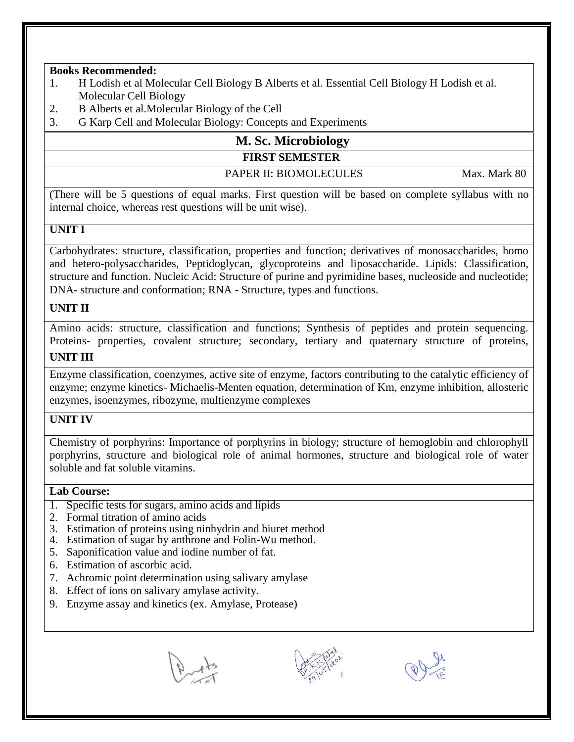**Books Recommended:**

1. H Lodish et al Molecular Cell Biology B Alberts et al. Essential Cell Biology H Lodish et al. Molecular Cell Biology
2. B Alberts et al.Molecular Biology of the Cell
3. G Karp Cell and Molecular Biology: Concepts and Experiments

## M. Sc. Microbiology

### FIRST SEMESTER

PAPER II: BIOMOLECULES Max. Mark 80

(There will be 5 questions of equal marks. First question will be based on complete syllabus with no internal choice, whereas rest questions will be unit wise).

**UNIT I**

Carbohydrates: structure, classification, properties and function; derivatives of monosaccharides, homo and hetero-polysaccharides, Peptidoglycan, glycoproteins and liposaccharide. Lipids: Classification, structure and function. Nucleic Acid: Structure of purine and pyrimidine bases, nucleoside and nucleotide; DNA- structure and conformation; RNA - Structure, types and functions.

**UNIT II**

Amino acids: structure, classification and functions; Synthesis of peptides and protein sequencing. Proteins- properties, covalent structure; secondary, tertiary and quaternary structure of proteins,

**UNIT III**

Enzyme classification, coenzymes, active site of enzyme, factors contributing to the catalytic efficiency of enzyme; enzyme kinetics- Michaelis-Menten equation, determination of Km, enzyme inhibition, allosteric enzymes, isoenzymes, ribozyme, multienzyme complexes

**UNIT IV**

Chemistry of porphyrins: Importance of porphyrins in biology; structure of hemoglobin and chlorophyll porphyrins, structure and biological role of animal hormones, structure and biological role of water soluble and fat soluble vitamins.

**Lab Course:**

1. Specific tests for sugars, amino acids and lipids
2. Formal titration of amino acids
3. Estimation of proteins using ninhydrin and biuret method
4. Estimation of sugar by anthrone and Folin-Wu method.
5. Saponification value and iodine number of fat.
6. Estimation of ascorbic acid.
7. Achromic point determination using salivary amylase
8. Effect of ions on salivary amylase activity.
9. Enzyme assay and kinetics (ex. Amylase, Protease)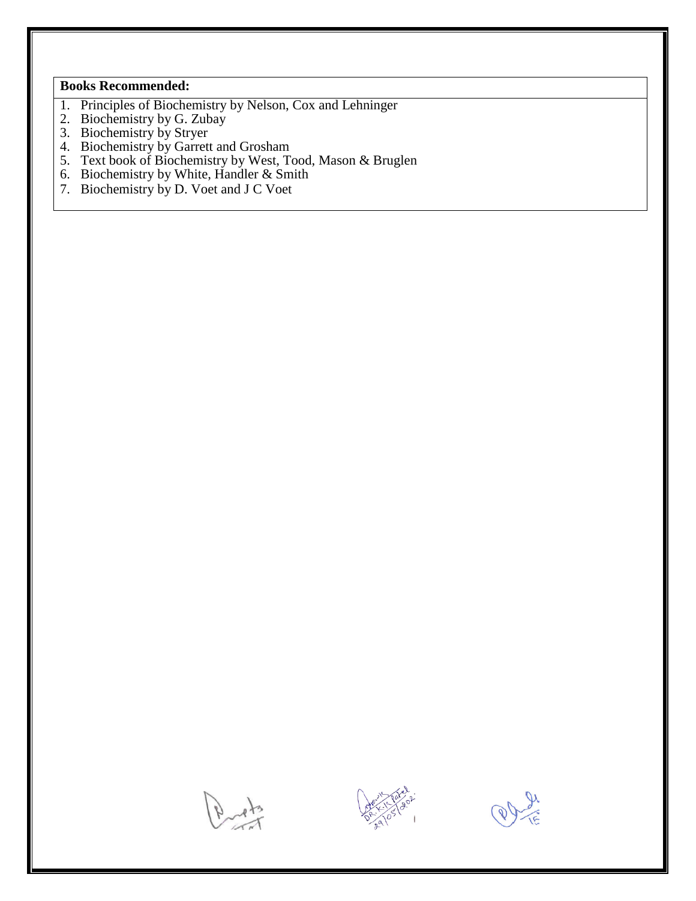**Books Recommended:**

1. Principles of Biochemistry by Nelson, Cox and Lehninger
2. Biochemistry by G. Zubay
3. Biochemistry by Stryer
4. Biochemistry by Garrett and Grosham
5. Text book of Biochemistry by West, Tood, Mason & Bruglen
6. Biochemistry by White, Handler & Smith
7. Biochemistry by D. Voet and J C Voet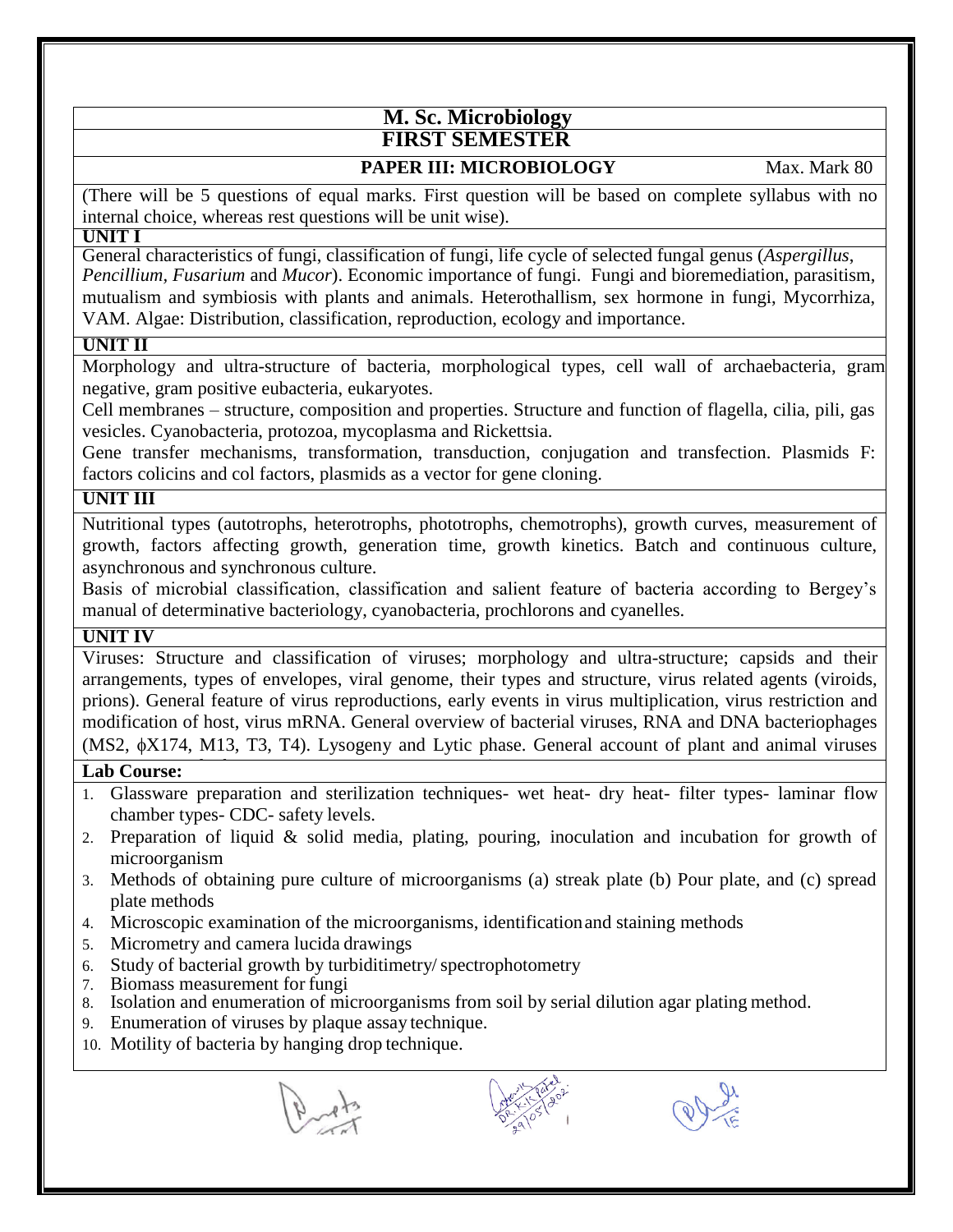# M. Sc. Microbiology

## FIRST SEMESTER

### PAPER III: MICROBIOLOGY

Max. Mark 80

(There will be 5 questions of equal marks. First question will be based on complete syllabus with no internal choice, whereas rest questions will be unit wise).

**UNIT I**

General characteristics of fungi, classification of fungi, life cycle of selected fungal genus (*Aspergillus, Pencillium, Fusarium* and *Mucor*). Economic importance of fungi. Fungi and bioremediation, parasitism, mutualism and symbiosis with plants and animals. Heterothallism, sex hormone in fungi, Mycorrhiza, VAM. Algae: Distribution, classification, reproduction, ecology and importance.

**UNIT II**

Morphology and ultra-structure of bacteria, morphological types, cell wall of archaebacteria, gram negative, gram positive eubacteria, eukaryotes.

Cell membranes – structure, composition and properties. Structure and function of flagella, cilia, pili, gas vesicles. Cyanobacteria, protozoa, mycoplasma and Rickettsia.

Gene transfer mechanisms, transformation, transduction, conjugation and transfection. Plasmids F: factors colicins and col factors, plasmids as a vector for gene cloning.

**UNIT III**

Nutritional types (autotrophs, heterotrophs, phototrophs, chemotrophs), growth curves, measurement of growth, factors affecting growth, generation time, growth kinetics. Batch and continuous culture, asynchronous and synchronous culture.

Basis of microbial classification, classification and salient feature of bacteria according to Bergey's manual of determinative bacteriology, cyanobacteria, prochlorons and cyanelles.

**UNIT IV**

Viruses: Structure and classification of viruses; morphology and ultra-structure; capsids and their arrangements, types of envelopes, viral genome, their types and structure, virus related agents (viroids, prions). General feature of virus reproductions, early events in virus multiplication, virus restriction and modification of host, virus mRNA. General overview of bacterial viruses, RNA and DNA bacteriophages (MS2, ϕX174, M13, T3, T4). Lysogeny and Lytic phase. General account of plant and animal viruses

**Lab Course:**

1. Glassware preparation and sterilization techniques- wet heat- dry heat- filter types- laminar flow chamber types- CDC- safety levels.
2. Preparation of liquid & solid media, plating, pouring, inoculation and incubation for growth of microorganism
3. Methods of obtaining pure culture of microorganisms (a) streak plate (b) Pour plate, and (c) spread plate methods
4. Microscopic examination of the microorganisms, identification and staining methods
5. Micrometry and camera lucida drawings
6. Study of bacterial growth by turbiditimetry/ spectrophotometry
7. Biomass measurement for fungi
8. Isolation and enumeration of microorganisms from soil by serial dilution agar plating method.
9. Enumeration of viruses by plaque assay technique.
10. Motility of bacteria by hanging drop technique.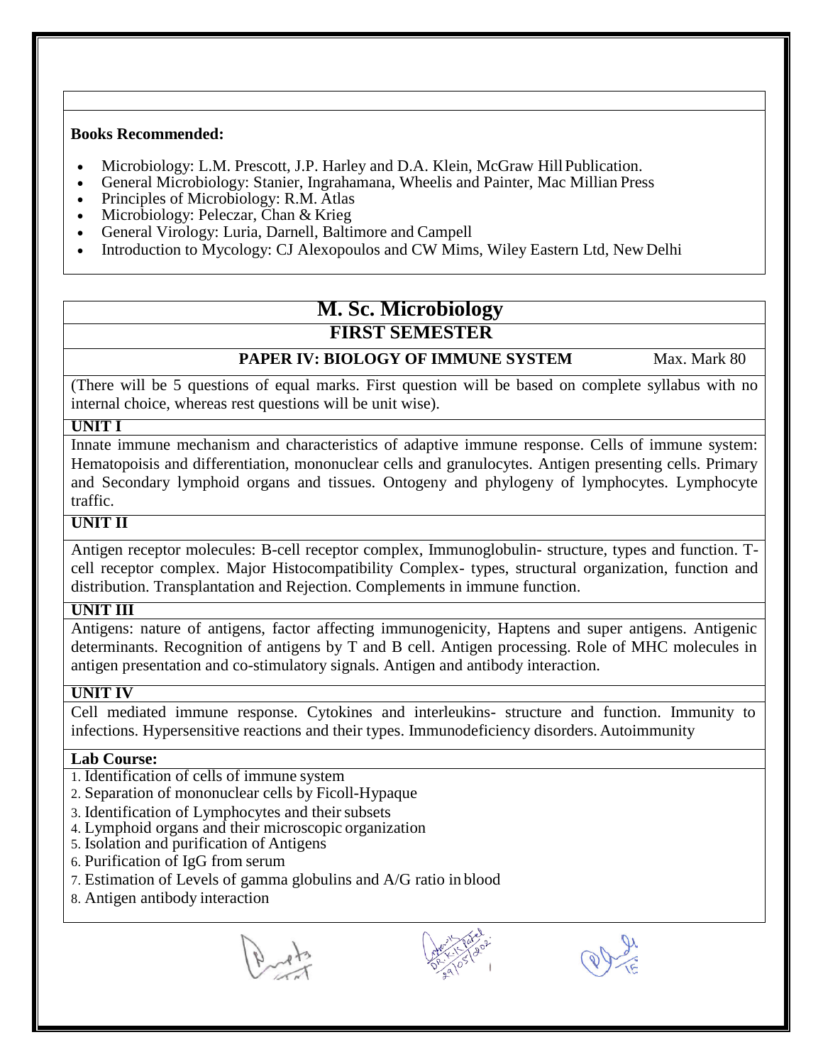**Books Recommended:**

- Microbiology: L.M. Prescott, J.P. Harley and D.A. Klein, McGraw Hill Publication.
- General Microbiology: Stanier, Ingrahamana, Wheelis and Painter, Mac Millian Press
- Principles of Microbiology: R.M. Atlas
- Microbiology: Peleczar, Chan & Krieg
- General Virology: Luria, Darnell, Baltimore and Campell
- Introduction to Mycology: CJ Alexopoulos and CW Mims, Wiley Eastern Ltd, New Delhi

# M. Sc. Microbiology

## FIRST SEMESTER

### PAPER IV: BIOLOGY OF IMMUNE SYSTEM — Max. Mark 80

(There will be 5 questions of equal marks. First question will be based on complete syllabus with no internal choice, whereas rest questions will be unit wise).

**UNIT I**

Innate immune mechanism and characteristics of adaptive immune response. Cells of immune system: Hematopoisis and differentiation, mononuclear cells and granulocytes. Antigen presenting cells. Primary and Secondary lymphoid organs and tissues. Ontogeny and phylogeny of lymphocytes. Lymphocyte traffic.

**UNIT II**

Antigen receptor molecules: B-cell receptor complex, Immunoglobulin- structure, types and function. T-cell receptor complex. Major Histocompatibility Complex- types, structural organization, function and distribution. Transplantation and Rejection. Complements in immune function.

**UNIT III**

Antigens: nature of antigens, factor affecting immunogenicity, Haptens and super antigens. Antigenic determinants. Recognition of antigens by T and B cell. Antigen processing. Role of MHC molecules in antigen presentation and co-stimulatory signals. Antigen and antibody interaction.

**UNIT IV**

Cell mediated immune response. Cytokines and interleukins- structure and function. Immunity to infections. Hypersensitive reactions and their types. Immunodeficiency disorders. Autoimmunity

**Lab Course:**

1. Identification of cells of immune system
2. Separation of mononuclear cells by Ficoll-Hypaque
3. Identification of Lymphocytes and their subsets
4. Lymphoid organs and their microscopic organization
5. Isolation and purification of Antigens
6. Purification of IgG from serum
7. Estimation of Levels of gamma globulins and A/G ratio in blood
8. Antigen antibody interaction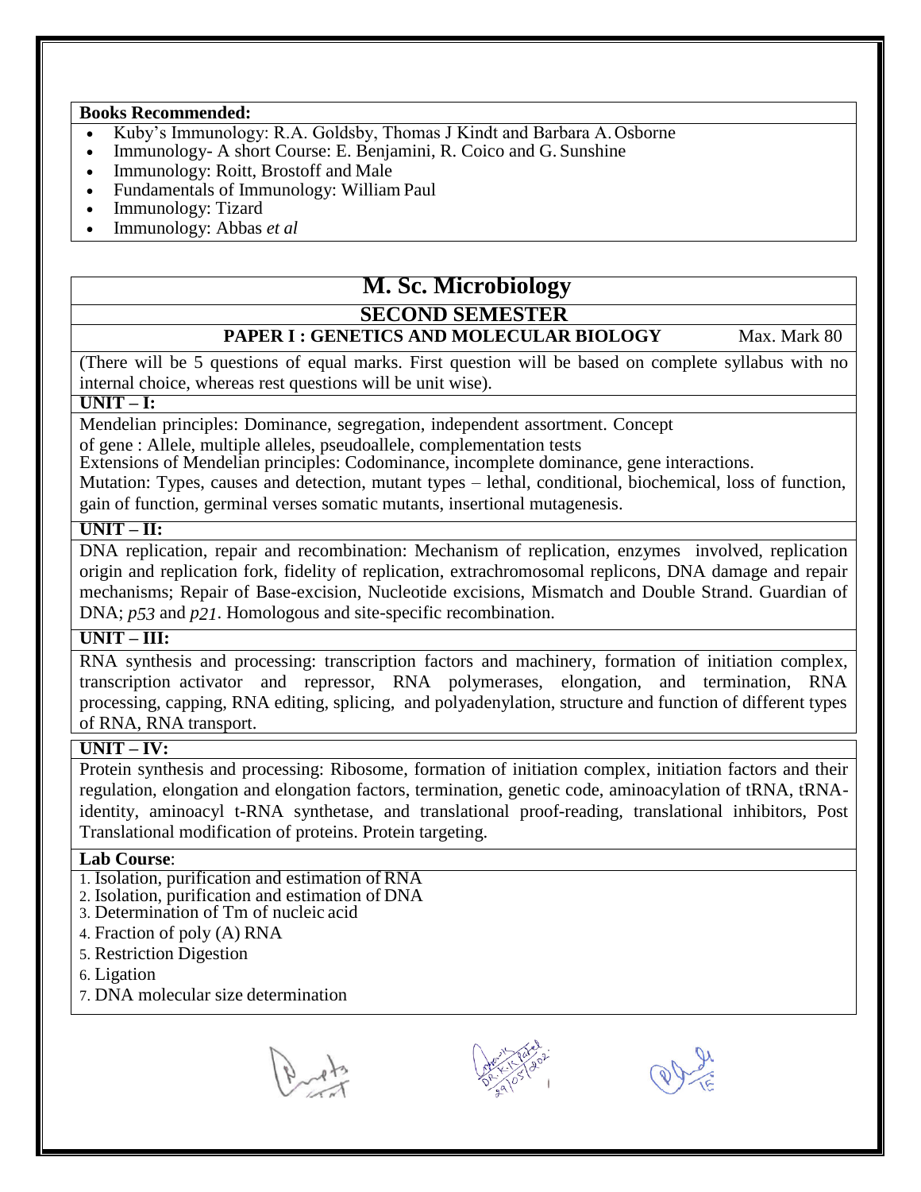**Books Recommended:**

- Kuby's Immunology: R.A. Goldsby, Thomas J Kindt and Barbara A. Osborne
- Immunology- A short Course: E. Benjamini, R. Coico and G. Sunshine
- Immunology: Roitt, Brostoff and Male
- Fundamentals of Immunology: William Paul
- Immunology: Tizard
- Immunology: Abbas *et al*

# M. Sc. Microbiology

## SECOND SEMESTER

### PAPER I : GENETICS AND MOLECULAR BIOLOGY — Max. Mark 80

(There will be 5 questions of equal marks. First question will be based on complete syllabus with no internal choice, whereas rest questions will be unit wise).

**UNIT – I:**

Mendelian principles: Dominance, segregation, independent assortment. Concept of gene : Allele, multiple alleles, pseudoallele, complementation tests

Extensions of Mendelian principles: Codominance, incomplete dominance, gene interactions.

Mutation: Types, causes and detection, mutant types – lethal, conditional, biochemical, loss of function, gain of function, germinal verses somatic mutants, insertional mutagenesis.

**UNIT – II:**

DNA replication, repair and recombination: Mechanism of replication, enzymes involved, replication origin and replication fork, fidelity of replication, extrachromosomal replicons, DNA damage and repair mechanisms; Repair of Base-excision, Nucleotide excisions, Mismatch and Double Strand. Guardian of DNA; *p53* and *p21*. Homologous and site-specific recombination.

**UNIT – III:**

RNA synthesis and processing: transcription factors and machinery, formation of initiation complex, transcription activator and repressor, RNA polymerases, elongation, and termination, RNA processing, capping, RNA editing, splicing, and polyadenylation, structure and function of different types of RNA, RNA transport.

**UNIT – IV:**

Protein synthesis and processing: Ribosome, formation of initiation complex, initiation factors and their regulation, elongation and elongation factors, termination, genetic code, aminoacylation of tRNA, tRNA-identity, aminoacyl t-RNA synthetase, and translational proof-reading, translational inhibitors, Post Translational modification of proteins. Protein targeting.

**Lab Course**:

1. Isolation, purification and estimation of RNA
2. Isolation, purification and estimation of DNA
3. Determination of Tm of nucleic acid
4. Fraction of poly (A) RNA
5. Restriction Digestion
6. Ligation
7. DNA molecular size determination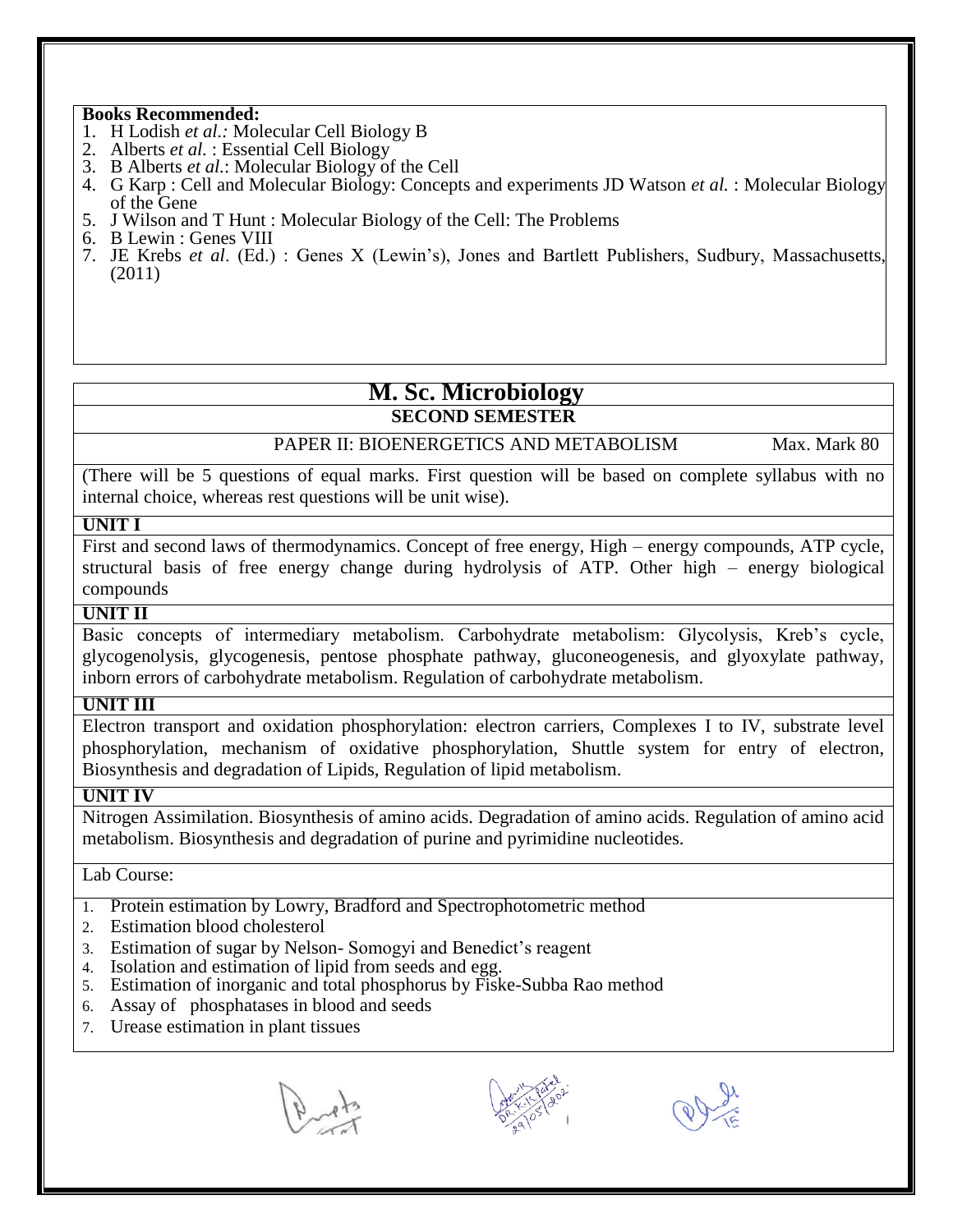**Books Recommended:**

1. H Lodish *et al.:* Molecular Cell Biology B
2. Alberts *et al.* : Essential Cell Biology
3. B Alberts *et al.*: Molecular Biology of the Cell
4. G Karp : Cell and Molecular Biology: Concepts and experiments JD Watson *et al.* : Molecular Biology of the Gene
5. J Wilson and T Hunt : Molecular Biology of the Cell: The Problems
6. B Lewin : Genes VIII
7. JE Krebs *et al*. (Ed.) : Genes X (Lewin's), Jones and Bartlett Publishers, Sudbury, Massachusetts, (2011)

# M. Sc. Microbiology

## SECOND SEMESTER

PAPER II: BIOENERGETICS AND METABOLISM — Max. Mark 80

(There will be 5 questions of equal marks. First question will be based on complete syllabus with no internal choice, whereas rest questions will be unit wise).

**UNIT I**

First and second laws of thermodynamics. Concept of free energy, High – energy compounds, ATP cycle, structural basis of free energy change during hydrolysis of ATP. Other high – energy biological compounds

**UNIT II**

Basic concepts of intermediary metabolism. Carbohydrate metabolism: Glycolysis, Kreb's cycle, glycogenolysis, glycogenesis, pentose phosphate pathway, gluconeogenesis, and glyoxylate pathway, inborn errors of carbohydrate metabolism. Regulation of carbohydrate metabolism.

**UNIT III**

Electron transport and oxidation phosphorylation: electron carriers, Complexes I to IV, substrate level phosphorylation, mechanism of oxidative phosphorylation, Shuttle system for entry of electron, Biosynthesis and degradation of Lipids, Regulation of lipid metabolism.

**UNIT IV**

Nitrogen Assimilation. Biosynthesis of amino acids. Degradation of amino acids. Regulation of amino acid metabolism. Biosynthesis and degradation of purine and pyrimidine nucleotides.

Lab Course:

1. Protein estimation by Lowry, Bradford and Spectrophotometric method
2. Estimation blood cholesterol
3. Estimation of sugar by Nelson- Somogyi and Benedict's reagent
4. Isolation and estimation of lipid from seeds and egg.
5. Estimation of inorganic and total phosphorus by Fiske-Subba Rao method
6. Assay of phosphatases in blood and seeds
7. Urease estimation in plant tissues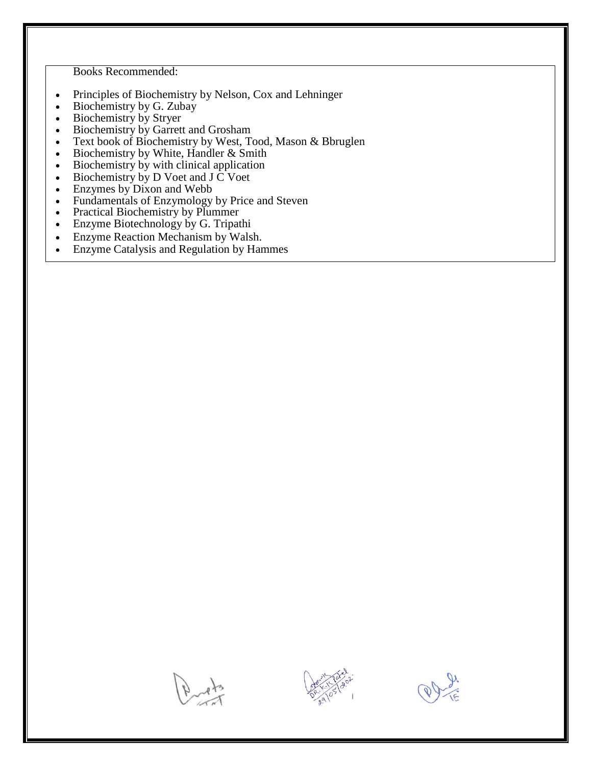Books Recommended:

- Principles of Biochemistry by Nelson, Cox and Lehninger
- Biochemistry by G. Zubay
- Biochemistry by Stryer
- Biochemistry by Garrett and Grosham
- Text book of Biochemistry by West, Tood, Mason & Bbruglen
- Biochemistry by White, Handler & Smith
- Biochemistry by with clinical application
- Biochemistry by D Voet and J C Voet
- Enzymes by Dixon and Webb
- Fundamentals of Enzymology by Price and Steven
- Practical Biochemistry by Plummer
- Enzyme Biotechnology by G. Tripathi
- Enzyme Reaction Mechanism by Walsh.
- Enzyme Catalysis and Regulation by Hammes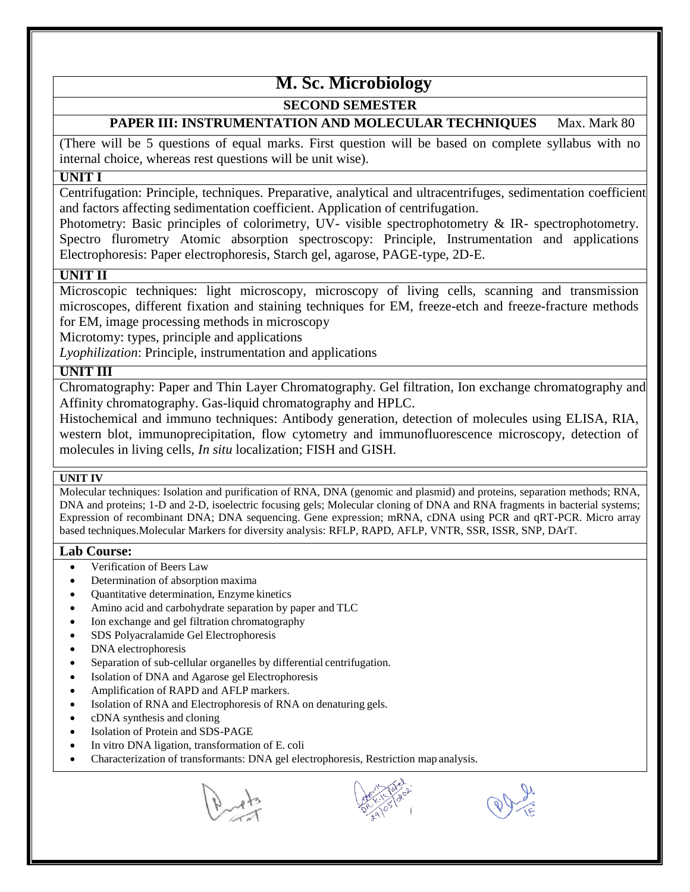# M. Sc. Microbiology

## SECOND SEMESTER

### PAPER III: INSTRUMENTATION AND MOLECULAR TECHNIQUES     Max. Mark 80

(There will be 5 questions of equal marks. First question will be based on complete syllabus with no internal choice, whereas rest questions will be unit wise).

**UNIT I**

Centrifugation: Principle, techniques. Preparative, analytical and ultracentrifuges, sedimentation coefficient and factors affecting sedimentation coefficient. Application of centrifugation.
Photometry: Basic principles of colorimetry, UV- visible spectrophotometry & IR- spectrophotometry. Spectro flurometry Atomic absorption spectroscopy: Principle, Instrumentation and applications Electrophoresis: Paper electrophoresis, Starch gel, agarose, PAGE-type, 2D-E.

**UNIT II**

Microscopic techniques: light microscopy, microscopy of living cells, scanning and transmission microscopes, different fixation and staining techniques for EM, freeze-etch and freeze-fracture methods for EM, image processing methods in microscopy
Microtomy: types, principle and applications
*Lyophilization*: Principle, instrumentation and applications

**UNIT III**

Chromatography: Paper and Thin Layer Chromatography. Gel filtration, Ion exchange chromatography and Affinity chromatography. Gas-liquid chromatography and HPLC.
Histochemical and immuno techniques: Antibody generation, detection of molecules using ELISA, RIA, western blot, immunoprecipitation, flow cytometry and immunofluorescence microscopy, detection of molecules in living cells, *In situ* localization; FISH and GISH.

**UNIT IV**

Molecular techniques: Isolation and purification of RNA, DNA (genomic and plasmid) and proteins, separation methods; RNA, DNA and proteins; 1-D and 2-D, isoelectric focusing gels; Molecular cloning of DNA and RNA fragments in bacterial systems; Expression of recombinant DNA; DNA sequencing. Gene expression; mRNA, cDNA using PCR and qRT-PCR. Micro array based techniques.Molecular Markers for diversity analysis: RFLP, RAPD, AFLP, VNTR, SSR, ISSR, SNP, DArT.

**Lab Course:**

- Verification of Beers Law
- Determination of absorption maxima
- Quantitative determination, Enzyme kinetics
- Amino acid and carbohydrate separation by paper and TLC
- Ion exchange and gel filtration chromatography
- SDS Polyacralamide Gel Electrophoresis
- DNA electrophoresis
- Separation of sub-cellular organelles by differential centrifugation.
- Isolation of DNA and Agarose gel Electrophoresis
- Amplification of RAPD and AFLP markers.
- Isolation of RNA and Electrophoresis of RNA on denaturing gels.
- cDNA synthesis and cloning
- Isolation of Protein and SDS-PAGE
- In vitro DNA ligation, transformation of E. coli
- Characterization of transformants: DNA gel electrophoresis, Restriction map analysis.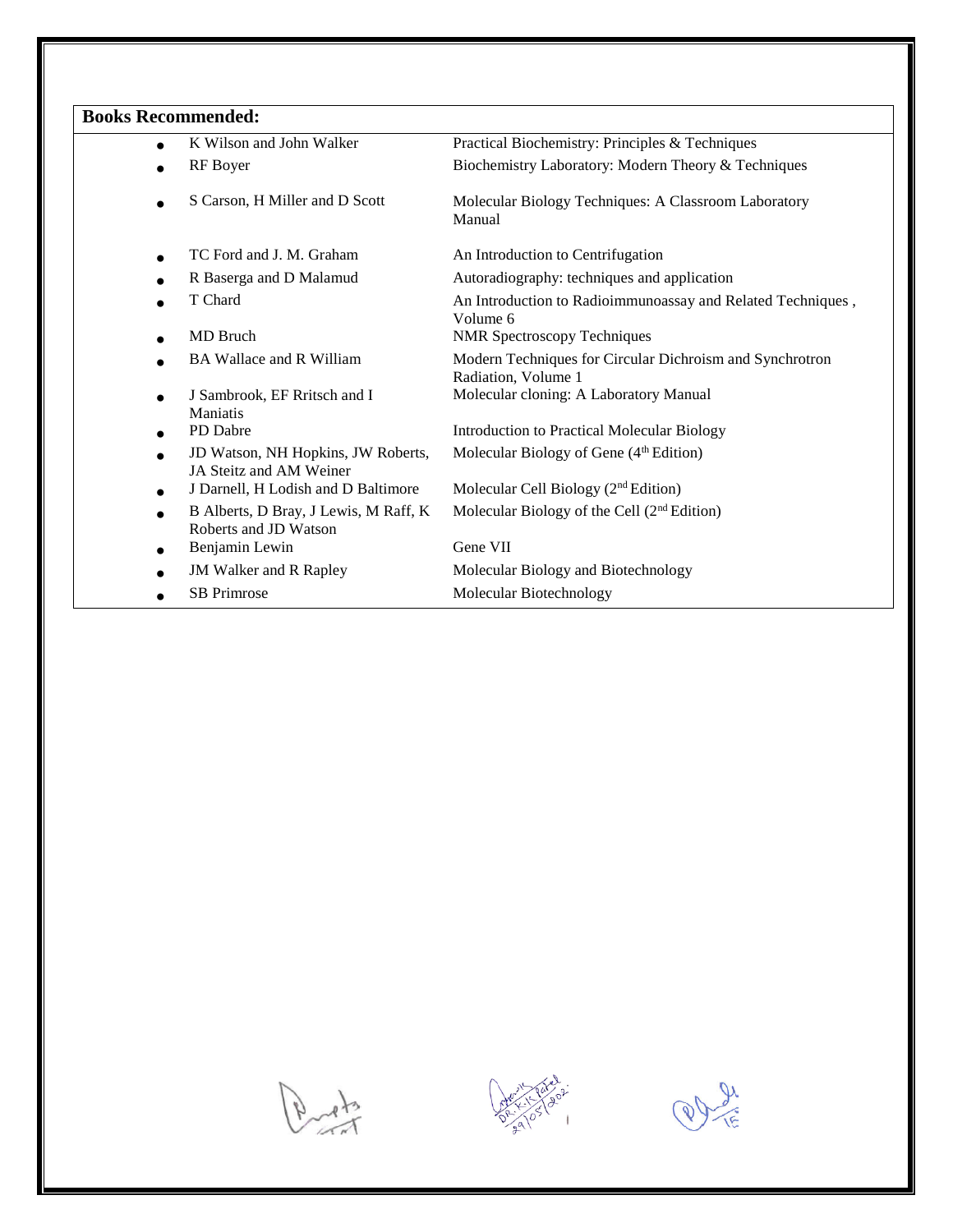**Books Recommended:**

| Author | Title |
|---|---|
| K Wilson and John Walker | Practical Biochemistry: Principles & Techniques |
| RF Boyer | Biochemistry Laboratory: Modern Theory & Techniques |
| S Carson, H Miller and D Scott | Molecular Biology Techniques: A Classroom Laboratory Manual |
| TC Ford and J. M. Graham | An Introduction to Centrifugation |
| R Baserga and D Malamud | Autoradiography: techniques and application |
| T Chard | An Introduction to Radioimmunoassay and Related Techniques , Volume 6 |
| MD Bruch | NMR Spectroscopy Techniques |
| BA Wallace and R William | Modern Techniques for Circular Dichroism and Synchrotron Radiation, Volume 1 |
| J Sambrook, EF Rritsch and I Maniatis | Molecular cloning: A Laboratory Manual |
| PD Dabre | Introduction to Practical Molecular Biology |
| JD Watson, NH Hopkins, JW Roberts, JA Steitz and AM Weiner | Molecular Biology of Gene (4th Edition) |
| J Darnell, H Lodish and D Baltimore | Molecular Cell Biology (2nd Edition) |
| B Alberts, D Bray, J Lewis, M Raff, K Roberts and JD Watson | Molecular Biology of the Cell (2nd Edition) |
| Benjamin Lewin | Gene VII |
| JM Walker and R Rapley | Molecular Biology and Biotechnology |
| SB Primrose | Molecular Biotechnology |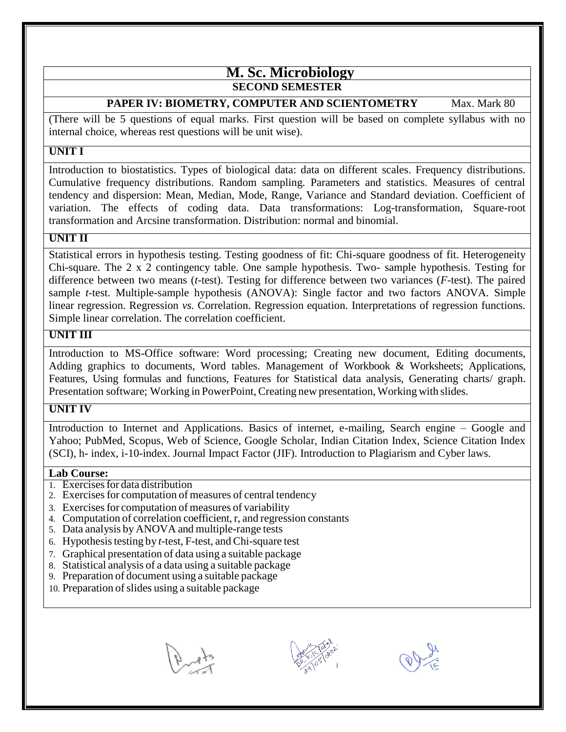# M. Sc. Microbiology

## SECOND SEMESTER

**PAPER IV: BIOMETRY, COMPUTER AND SCIENTOMETRY** Max. Mark 80

(There will be 5 questions of equal marks. First question will be based on complete syllabus with no internal choice, whereas rest questions will be unit wise).

### UNIT I

Introduction to biostatistics. Types of biological data: data on different scales. Frequency distributions. Cumulative frequency distributions. Random sampling. Parameters and statistics. Measures of central tendency and dispersion: Mean, Median, Mode, Range, Variance and Standard deviation. Coefficient of variation. The effects of coding data. Data transformations: Log-transformation, Square-root transformation and Arcsine transformation. Distribution: normal and binomial.

### UNIT II

Statistical errors in hypothesis testing. Testing goodness of fit: Chi-square goodness of fit. Heterogeneity Chi-square. The 2 x 2 contingency table. One sample hypothesis. Two- sample hypothesis. Testing for difference between two means (*t*-test). Testing for difference between two variances (*F*-test). The paired sample *t*-test. Multiple-sample hypothesis (ANOVA): Single factor and two factors ANOVA. Simple linear regression. Regression *vs.* Correlation. Regression equation. Interpretations of regression functions. Simple linear correlation. The correlation coefficient.

### UNIT III

Introduction to MS-Office software: Word processing; Creating new document, Editing documents, Adding graphics to documents, Word tables. Management of Workbook & Worksheets; Applications, Features, Using formulas and functions, Features for Statistical data analysis, Generating charts/ graph. Presentation software; Working in PowerPoint, Creating new presentation, Working with slides.

### UNIT IV

Introduction to Internet and Applications. Basics of internet, e-mailing, Search engine – Google and Yahoo; PubMed, Scopus, Web of Science, Google Scholar, Indian Citation Index, Science Citation Index (SCI), h- index, i-10-index. Journal Impact Factor (JIF). Introduction to Plagiarism and Cyber laws.

### Lab Course:

1. Exercises for data distribution
2. Exercises for computation of measures of central tendency
3. Exercises for computation of measures of variability
4. Computation of correlation coefficient, r, and regression constants
5. Data analysis by ANOVA and multiple-range tests
6. Hypothesis testing by *t*-test, F-test, and Chi-square test
7. Graphical presentation of data using a suitable package
8. Statistical analysis of a data using a suitable package
9. Preparation of document using a suitable package
10. Preparation of slides using a suitable package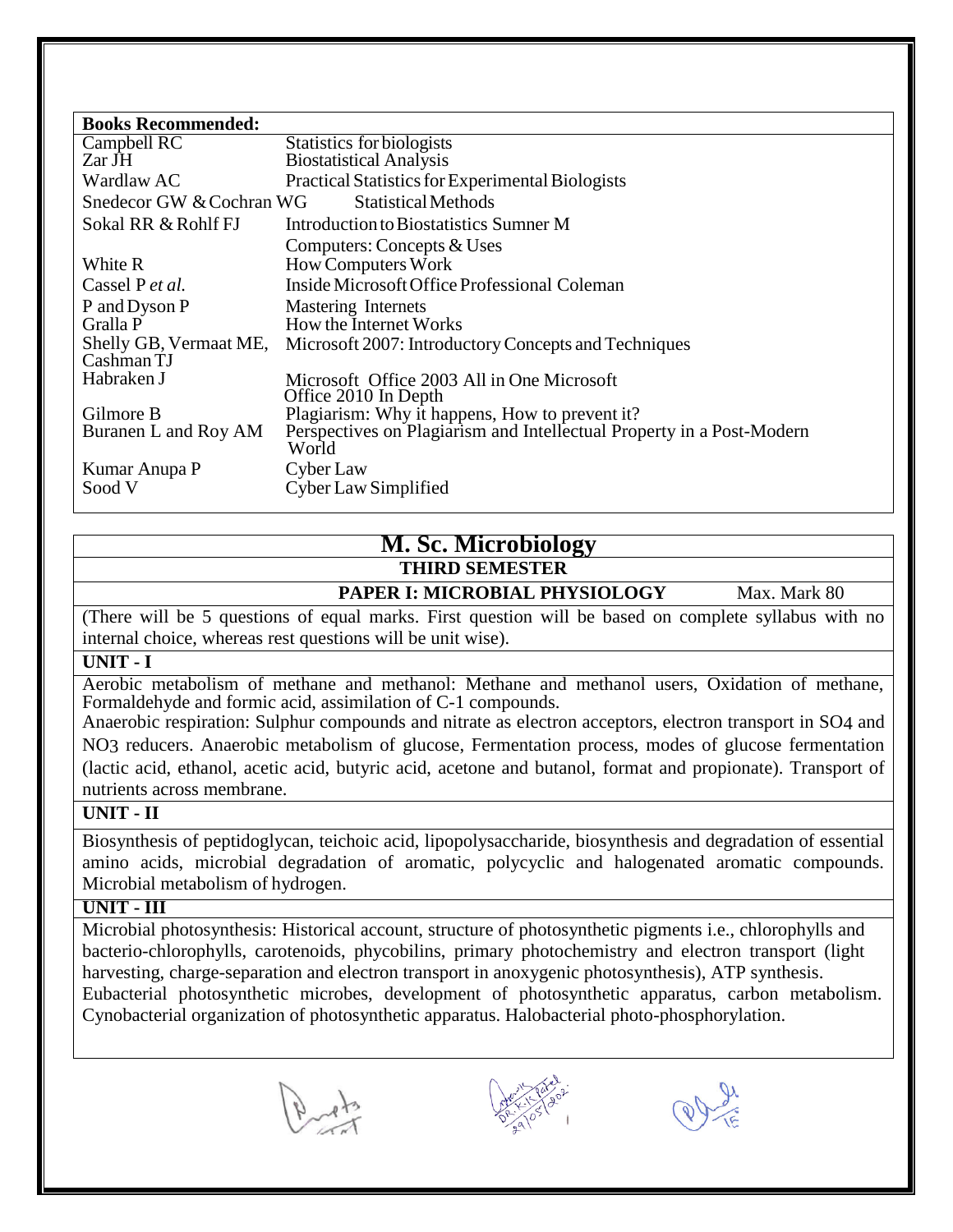| **Books Recommended:** | |
|---|---|
| Campbell RC | Statistics for biologists |
| Zar JH | Biostatistical Analysis |
| Wardlaw AC | Practical Statistics for Experimental Biologists |
| Snedecor GW & Cochran WG | Statistical Methods |
| Sokal RR & Rohlf FJ | Introduction to Biostatistics Sumner M |
| | Computers: Concepts & Uses |
| White R | How Computers Work |
| Cassel P *et al.* | Inside Microsoft Office Professional Coleman |
| P and Dyson P | Mastering Internets |
| Gralla P | How the Internet Works |
| Shelly GB, Vermaat ME, Cashman TJ | Microsoft 2007: Introductory Concepts and Techniques |
| Habraken J | Microsoft Office 2003 All in One Microsoft Office 2010 In Depth |
| Gilmore B | Plagiarism: Why it happens, How to prevent it? |
| Buranen L and Roy AM | Perspectives on Plagiarism and Intellectual Property in a Post-Modern World |
| Kumar Anupa P | Cyber Law |
| Sood V | Cyber Law Simplified |

# M. Sc. Microbiology

## THIRD SEMESTER

### PAPER I: MICROBIAL PHYSIOLOGY — Max. Mark 80

(There will be 5 questions of equal marks. First question will be based on complete syllabus with no internal choice, whereas rest questions will be unit wise).

**UNIT - I**

Aerobic metabolism of methane and methanol: Methane and methanol users, Oxidation of methane, Formaldehyde and formic acid, assimilation of C-1 compounds.

Anaerobic respiration: Sulphur compounds and nitrate as electron acceptors, electron transport in $SO_4$ and $NO_3$ reducers. Anaerobic metabolism of glucose, Fermentation process, modes of glucose fermentation (lactic acid, ethanol, acetic acid, butyric acid, acetone and butanol, format and propionate). Transport of nutrients across membrane.

**UNIT - II**

Biosynthesis of peptidoglycan, teichoic acid, lipopolysaccharide, biosynthesis and degradation of essential amino acids, microbial degradation of aromatic, polycyclic and halogenated aromatic compounds. Microbial metabolism of hydrogen.

**UNIT - III**

Microbial photosynthesis: Historical account, structure of photosynthetic pigments i.e., chlorophylls and bacterio-chlorophylls, carotenoids, phycobilins, primary photochemistry and electron transport (light harvesting, charge-separation and electron transport in anoxygenic photosynthesis), ATP synthesis.

Eubacterial photosynthetic microbes, development of photosynthetic apparatus, carbon metabolism. Cynobacterial organization of photosynthetic apparatus. Halobacterial photo-phosphorylation.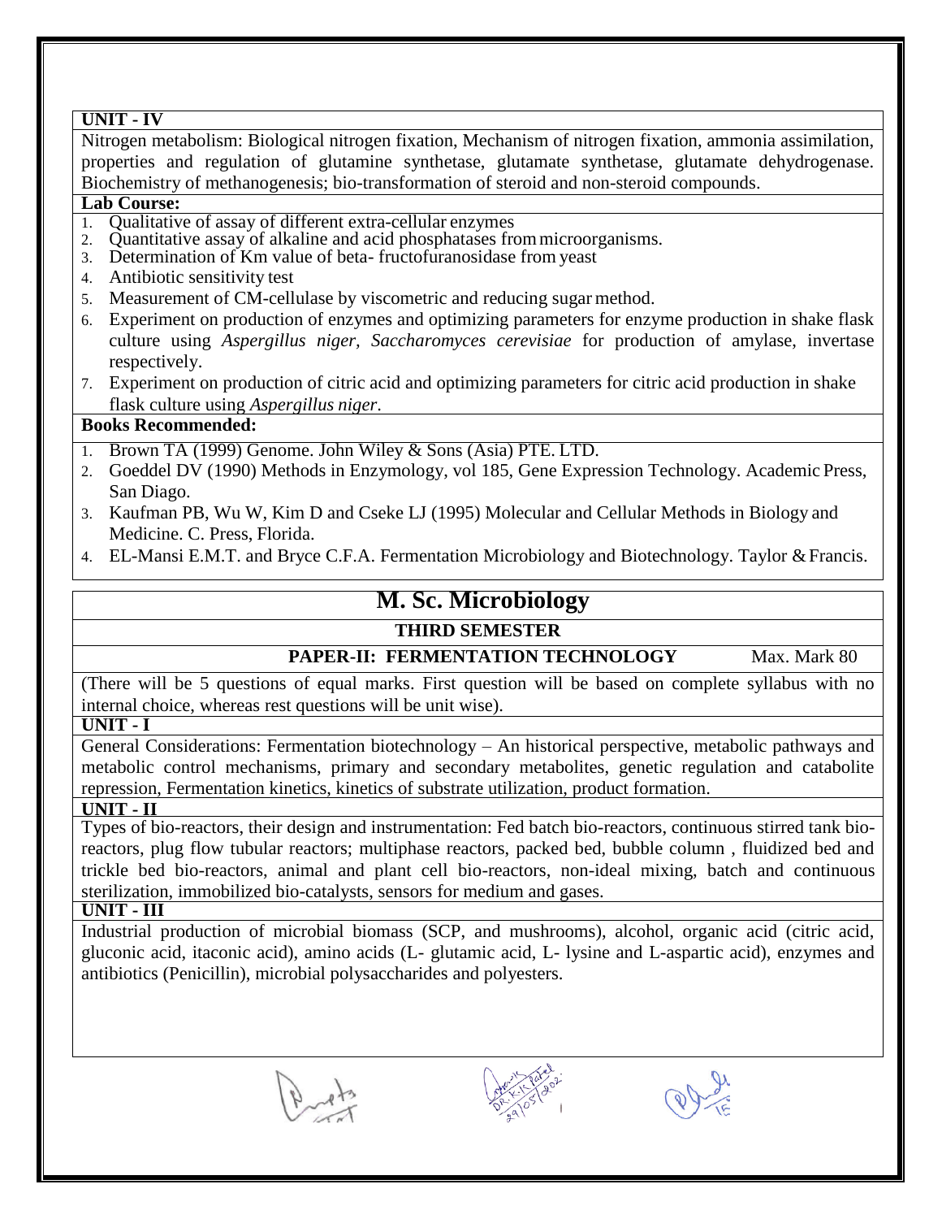### UNIT - IV

Nitrogen metabolism: Biological nitrogen fixation, Mechanism of nitrogen fixation, ammonia assimilation, properties and regulation of glutamine synthetase, glutamate synthetase, glutamate dehydrogenase. Biochemistry of methanogenesis; bio-transformation of steroid and non-steroid compounds.

**Lab Course:**

1. Qualitative of assay of different extra-cellular enzymes
2. Quantitative assay of alkaline and acid phosphatases from microorganisms.
3. Determination of Km value of beta- fructofuranosidase from yeast
4. Antibiotic sensitivity test
5. Measurement of CM-cellulase by viscometric and reducing sugar method.
6. Experiment on production of enzymes and optimizing parameters for enzyme production in shake flask culture using *Aspergillus niger, Saccharomyces cerevisiae* for production of amylase, invertase respectively.
7. Experiment on production of citric acid and optimizing parameters for citric acid production in shake flask culture using *Aspergillus niger*.

**Books Recommended:**

1. Brown TA (1999) Genome. John Wiley & Sons (Asia) PTE. LTD.
2. Goeddel DV (1990) Methods in Enzymology, vol 185, Gene Expression Technology. Academic Press, San Diago.
3. Kaufman PB, Wu W, Kim D and Cseke LJ (1995) Molecular and Cellular Methods in Biology and Medicine. C. Press, Florida.
4. EL-Mansi E.M.T. and Bryce C.F.A. Fermentation Microbiology and Biotechnology. Taylor & Francis.

# M. Sc. Microbiology

## THIRD SEMESTER

### PAPER-II: FERMENTATION TECHNOLOGY — Max. Mark 80

(There will be 5 questions of equal marks. First question will be based on complete syllabus with no internal choice, whereas rest questions will be unit wise).

### UNIT - I

General Considerations: Fermentation biotechnology – An historical perspective, metabolic pathways and metabolic control mechanisms, primary and secondary metabolites, genetic regulation and catabolite repression, Fermentation kinetics, kinetics of substrate utilization, product formation.

### UNIT - II

Types of bio-reactors, their design and instrumentation: Fed batch bio-reactors, continuous stirred tank bio-reactors, plug flow tubular reactors; multiphase reactors, packed bed, bubble column , fluidized bed and trickle bed bio-reactors, animal and plant cell bio-reactors, non-ideal mixing, batch and continuous sterilization, immobilized bio-catalysts, sensors for medium and gases.

### UNIT - III

Industrial production of microbial biomass (SCP, and mushrooms), alcohol, organic acid (citric acid, gluconic acid, itaconic acid), amino acids (L- glutamic acid, L- lysine and L-aspartic acid), enzymes and antibiotics (Penicillin), microbial polysaccharides and polyesters.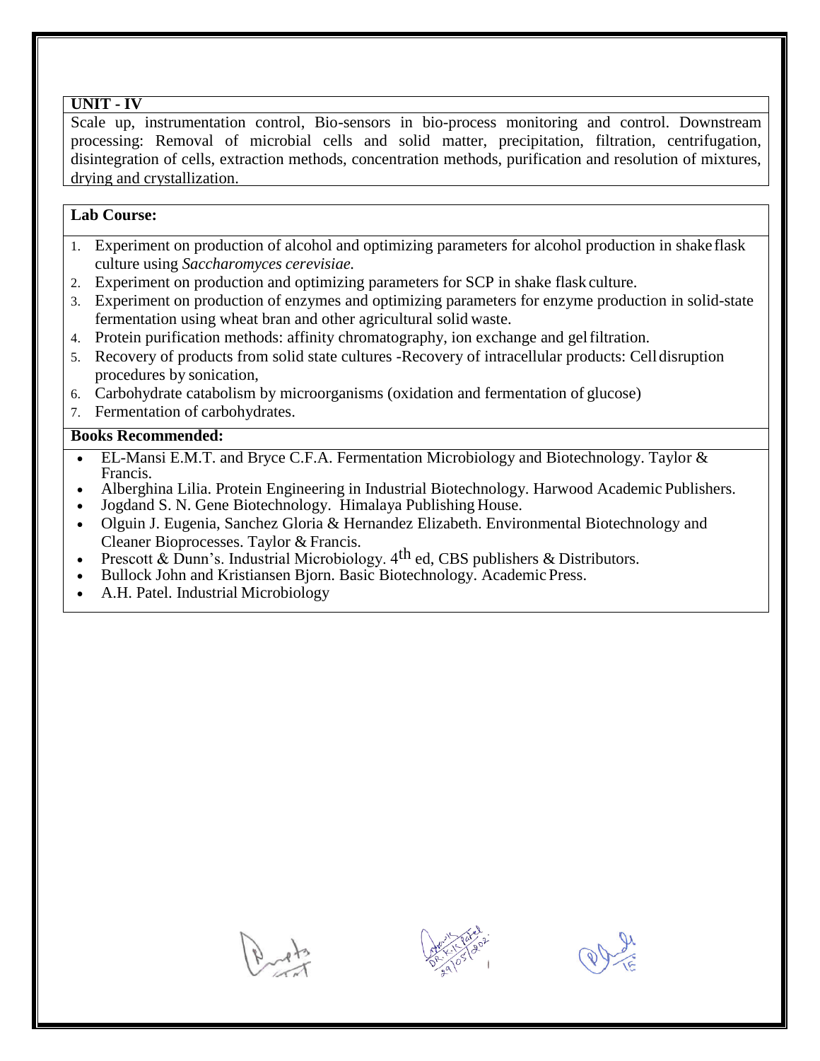## UNIT - IV

Scale up, instrumentation control, Bio-sensors in bio-process monitoring and control. Downstream processing: Removal of microbial cells and solid matter, precipitation, filtration, centrifugation, disintegration of cells, extraction methods, concentration methods, purification and resolution of mixtures, drying and crystallization.

## Lab Course:

1. Experiment on production of alcohol and optimizing parameters for alcohol production in shake flask culture using *Saccharomyces cerevisiae.*
2. Experiment on production and optimizing parameters for SCP in shake flask culture.
3. Experiment on production of enzymes and optimizing parameters for enzyme production in solid-state fermentation using wheat bran and other agricultural solid waste.
4. Protein purification methods: affinity chromatography, ion exchange and gel filtration.
5. Recovery of products from solid state cultures -Recovery of intracellular products: Cell disruption procedures by sonication,
6. Carbohydrate catabolism by microorganisms (oxidation and fermentation of glucose)
7. Fermentation of carbohydrates.

## Books Recommended:

- EL-Mansi E.M.T. and Bryce C.F.A. Fermentation Microbiology and Biotechnology. Taylor & Francis.
- Alberghina Lilia. Protein Engineering in Industrial Biotechnology. Harwood Academic Publishers.
- Jogdand S. N. Gene Biotechnology. Himalaya Publishing House.
- Olguin J. Eugenia, Sanchez Gloria & Hernandez Elizabeth. Environmental Biotechnology and Cleaner Bioprocesses. Taylor & Francis.
- Prescott & Dunn's. Industrial Microbiology. 4th ed, CBS publishers & Distributors.
- Bullock John and Kristiansen Bjorn. Basic Biotechnology. Academic Press.
- A.H. Patel. Industrial Microbiology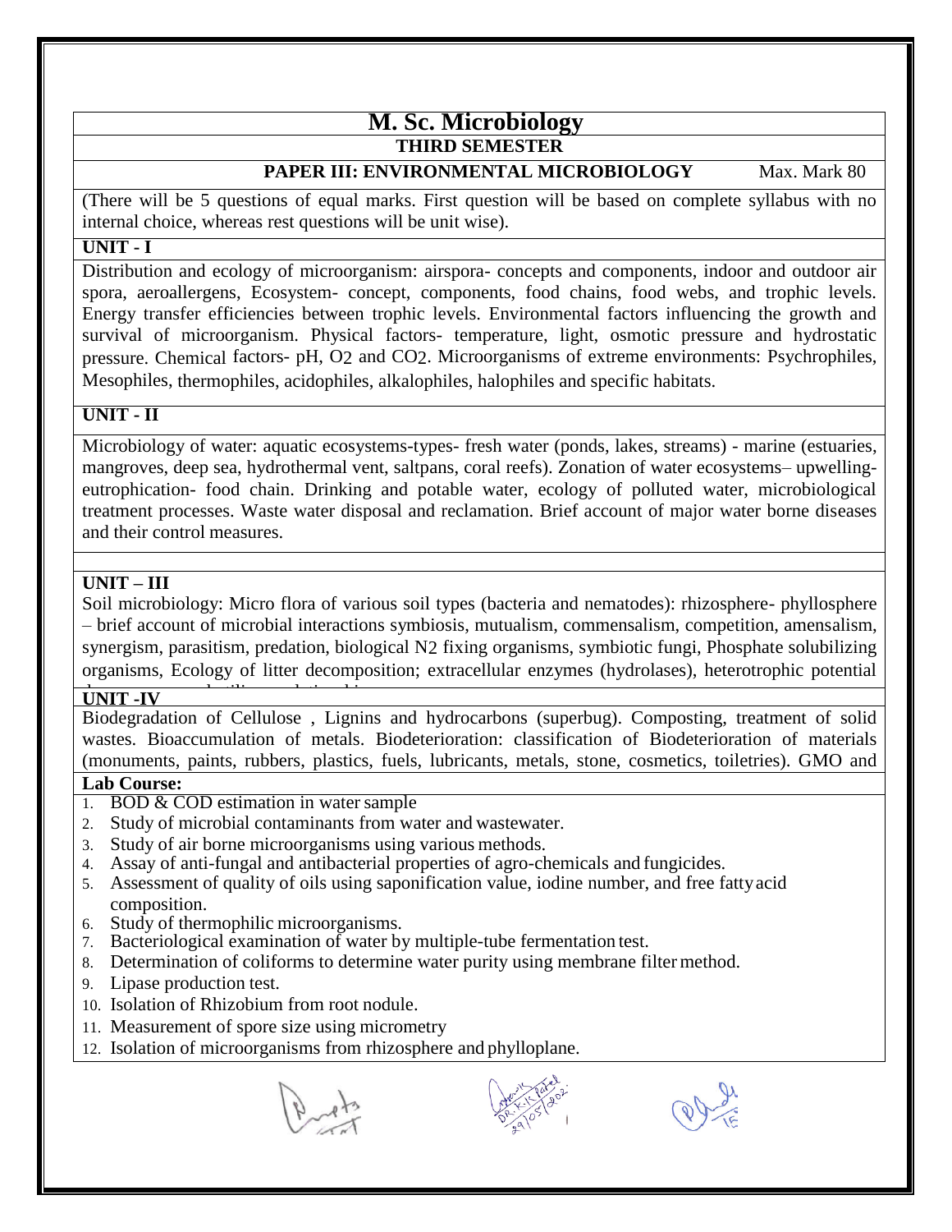# M. Sc. Microbiology

## THIRD SEMESTER

### PAPER III: ENVIRONMENTAL MICROBIOLOGY Max. Mark 80

(There will be 5 questions of equal marks. First question will be based on complete syllabus with no internal choice, whereas rest questions will be unit wise).

**UNIT - I**

Distribution and ecology of microorganism: airspora- concepts and components, indoor and outdoor air spora, aeroallergens, Ecosystem- concept, components, food chains, food webs, and trophic levels. Energy transfer efficiencies between trophic levels. Environmental factors influencing the growth and survival of microorganism. Physical factors- temperature, light, osmotic pressure and hydrostatic pressure. Chemical factors- pH, $O_2$ and $CO_2$. Microorganisms of extreme environments: Psychrophiles, Mesophiles, thermophiles, acidophiles, alkalophiles, halophiles and specific habitats.

**UNIT - II**

Microbiology of water: aquatic ecosystems-types- fresh water (ponds, lakes, streams) - marine (estuaries, mangroves, deep sea, hydrothermal vent, saltpans, coral reefs). Zonation of water ecosystems– upwelling- eutrophication- food chain. Drinking and potable water, ecology of polluted water, microbiological treatment processes. Waste water disposal and reclamation. Brief account of major water borne diseases and their control measures.

**UNIT – III**

Soil microbiology: Micro flora of various soil types (bacteria and nematodes): rhizosphere- phyllosphere – brief account of microbial interactions symbiosis, mutualism, commensalism, competition, amensalism, synergism, parasitism, predation, biological $N_2$ fixing organisms, symbiotic fungi, Phosphate solubilizing organisms, Ecology of litter decomposition; extracellular enzymes (hydrolases), heterotrophic potential

**UNIT -IV**

Biodegradation of Cellulose , Lignins and hydrocarbons (superbug). Composting, treatment of solid wastes. Bioaccumulation of metals. Biodeterioration: classification of Biodeterioration of materials (monuments, paints, rubbers, plastics, fuels, lubricants, metals, stone, cosmetics, toiletries). GMO and

**Lab Course:**

1. BOD & COD estimation in water sample
2. Study of microbial contaminants from water and wastewater.
3. Study of air borne microorganisms using various methods.
4. Assay of anti-fungal and antibacterial properties of agro-chemicals and fungicides.
5. Assessment of quality of oils using saponification value, iodine number, and free fatty acid composition.
6. Study of thermophilic microorganisms.
7. Bacteriological examination of water by multiple-tube fermentation test.
8. Determination of coliforms to determine water purity using membrane filter method.
9. Lipase production test.
10. Isolation of Rhizobium from root nodule.
11. Measurement of spore size using micrometry
12. Isolation of microorganisms from rhizosphere and phylloplane.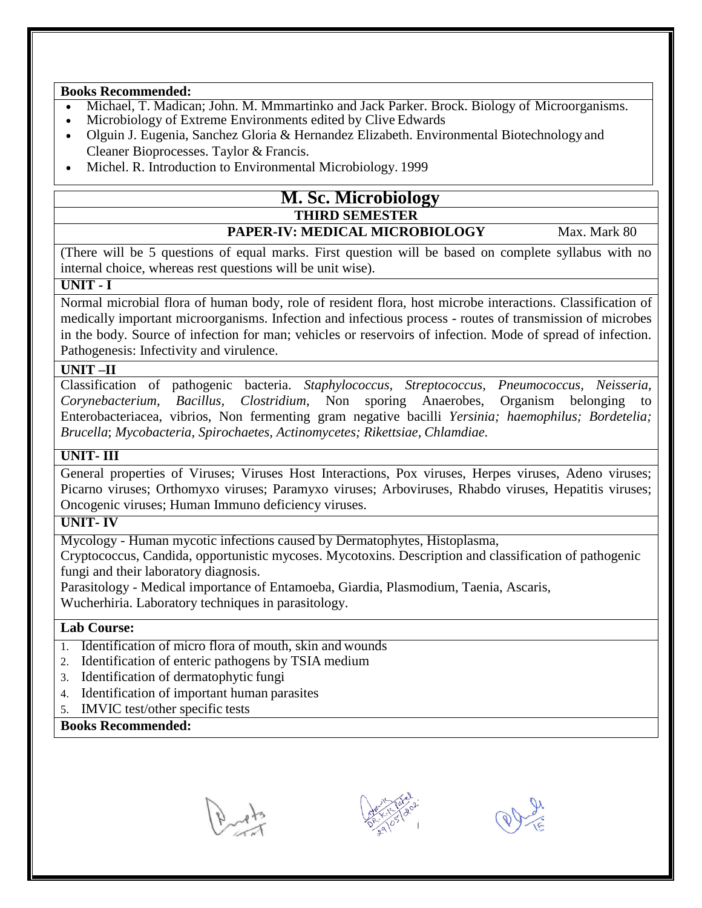**Books Recommended:**

- Michael, T. Madican; John. M. Mmmartinko and Jack Parker. Brock. Biology of Microorganisms.
- Microbiology of Extreme Environments edited by Clive Edwards
- Olguin J. Eugenia, Sanchez Gloria & Hernandez Elizabeth. Environmental Biotechnology and Cleaner Bioprocesses. Taylor & Francis.
- Michel. R. Introduction to Environmental Microbiology. 1999

# M. Sc. Microbiology

## THIRD SEMESTER

### PAPER-IV: MEDICAL MICROBIOLOGY

Max. Mark 80

(There will be 5 questions of equal marks. First question will be based on complete syllabus with no internal choice, whereas rest questions will be unit wise).

**UNIT - I**

Normal microbial flora of human body, role of resident flora, host microbe interactions. Classification of medically important microorganisms. Infection and infectious process - routes of transmission of microbes in the body. Source of infection for man; vehicles or reservoirs of infection. Mode of spread of infection. Pathogenesis: Infectivity and virulence.

**UNIT –II**

Classification of pathogenic bacteria. *Staphylococcus, Streptococcus, Pneumococcus, Neisseria, Corynebacterium, Bacillus, Clostridium*, Non sporing Anaerobes, Organism belonging to Enterobacteriacea, vibrios, Non fermenting gram negative bacilli *Yersinia; haemophilus; Bordetelia; Brucella*; *Mycobacteria, Spirochaetes, Actinomycetes; Rikettsiae, Chlamdiae.*

**UNIT- III**

General properties of Viruses; Viruses Host Interactions, Pox viruses, Herpes viruses, Adeno viruses; Picarno viruses; Orthomyxo viruses; Paramyxo viruses; Arboviruses, Rhabdo viruses, Hepatitis viruses; Oncogenic viruses; Human Immuno deficiency viruses.

**UNIT- IV**

Mycology - Human mycotic infections caused by Dermatophytes, Histoplasma, Cryptococcus, Candida, opportunistic mycoses. Mycotoxins. Description and classification of pathogenic fungi and their laboratory diagnosis.

Parasitology - Medical importance of Entamoeba, Giardia, Plasmodium, Taenia, Ascaris, Wucherhiria. Laboratory techniques in parasitology.

**Lab Course:**

1. Identification of micro flora of mouth, skin and wounds
2. Identification of enteric pathogens by TSIA medium
3. Identification of dermatophytic fungi
4. Identification of important human parasites
5. IMVIC test/other specific tests

**Books Recommended:**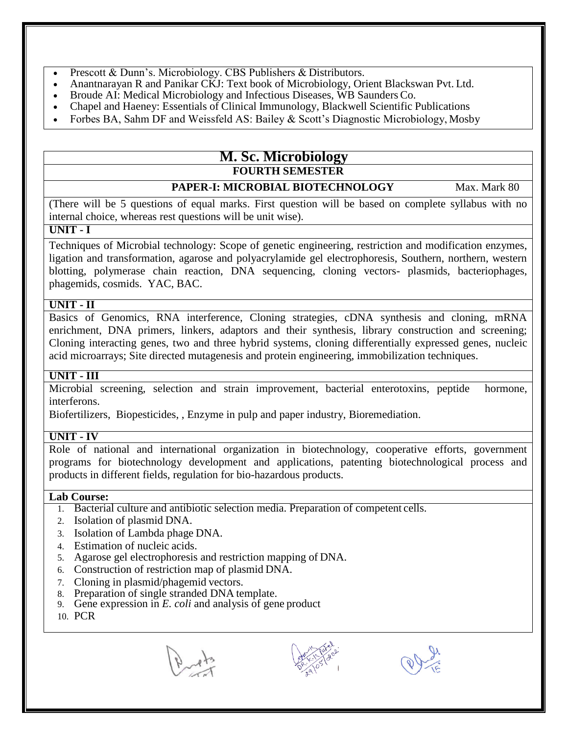- Prescott & Dunn's. Microbiology. CBS Publishers & Distributors.
- Anantnarayan R and Panikar CKJ: Text book of Microbiology, Orient Blackswan Pvt. Ltd.
- Broude AI: Medical Microbiology and Infectious Diseases, WB Saunders Co.
- Chapel and Haeney: Essentials of Clinical Immunology, Blackwell Scientific Publications
- Forbes BA, Sahm DF and Weissfeld AS: Bailey & Scott's Diagnostic Microbiology, Mosby

# M. Sc. Microbiology

## FOURTH SEMESTER

### PAPER-I: MICROBIAL BIOTECHNOLOGY — Max. Mark 80

(There will be 5 questions of equal marks. First question will be based on complete syllabus with no internal choice, whereas rest questions will be unit wise).

**UNIT - I**

Techniques of Microbial technology: Scope of genetic engineering, restriction and modification enzymes, ligation and transformation, agarose and polyacrylamide gel electrophoresis, Southern, northern, western blotting, polymerase chain reaction, DNA sequencing, cloning vectors- plasmids, bacteriophages, phagemids, cosmids. YAC, BAC.

**UNIT - II**

Basics of Genomics, RNA interference, Cloning strategies, cDNA synthesis and cloning, mRNA enrichment, DNA primers, linkers, adaptors and their synthesis, library construction and screening; Cloning interacting genes, two and three hybrid systems, cloning differentially expressed genes, nucleic acid microarrays; Site directed mutagenesis and protein engineering, immobilization techniques.

**UNIT - III**

Microbial screening, selection and strain improvement, bacterial enterotoxins, peptide hormone, interferons.

Biofertilizers, Biopesticides, , Enzyme in pulp and paper industry, Bioremediation.

**UNIT - IV**

Role of national and international organization in biotechnology, cooperative efforts, government programs for biotechnology development and applications, patenting biotechnological process and products in different fields, regulation for bio-hazardous products.

**Lab Course:**

1. Bacterial culture and antibiotic selection media. Preparation of competent cells.
2. Isolation of plasmid DNA.
3. Isolation of Lambda phage DNA.
4. Estimation of nucleic acids.
5. Agarose gel electrophoresis and restriction mapping of DNA.
6. Construction of restriction map of plasmid DNA.
7. Cloning in plasmid/phagemid vectors.
8. Preparation of single stranded DNA template.
9. Gene expression in *E. coli* and analysis of gene product
10. PCR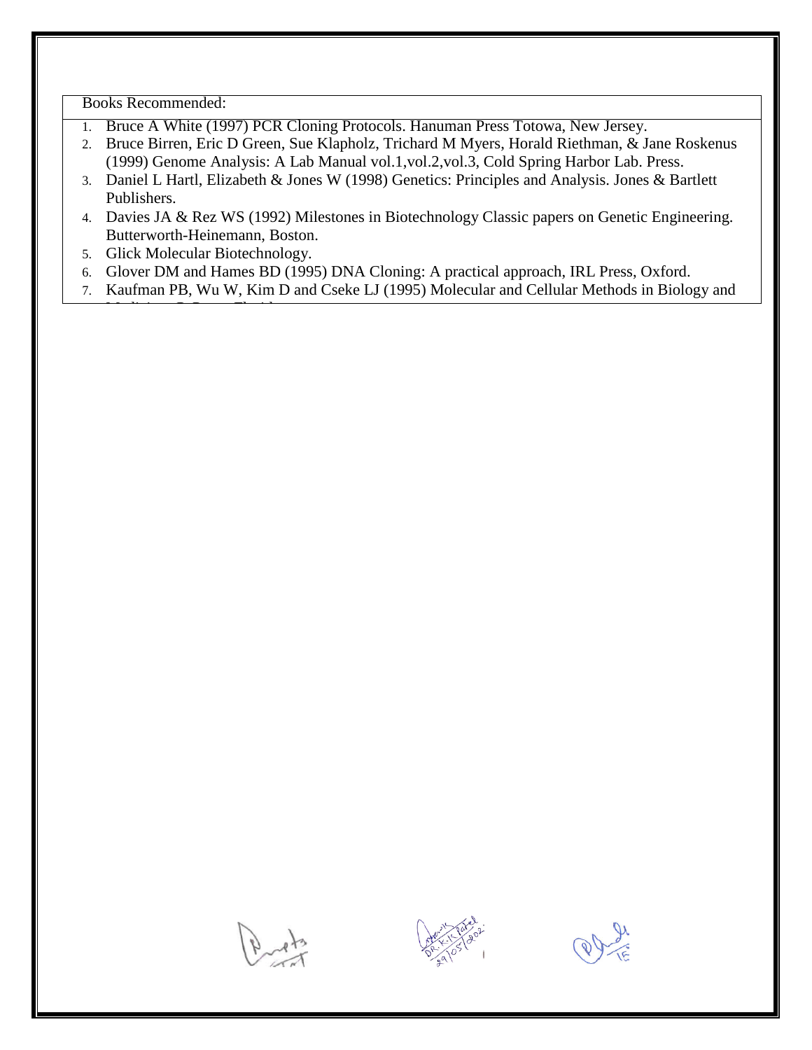Books Recommended:

1. Bruce A White (1997) PCR Cloning Protocols. Hanuman Press Totowa, New Jersey.
2. Bruce Birren, Eric D Green, Sue Klapholz, Trichard M Myers, Horald Riethman, & Jane Roskenus (1999) Genome Analysis: A Lab Manual vol.1,vol.2,vol.3, Cold Spring Harbor Lab. Press.
3. Daniel L Hartl, Elizabeth & Jones W (1998) Genetics: Principles and Analysis. Jones & Bartlett Publishers.
4. Davies JA & Rez WS (1992) Milestones in Biotechnology Classic papers on Genetic Engineering. Butterworth-Heinemann, Boston.
5. Glick Molecular Biotechnology.
6. Glover DM and Hames BD (1995) DNA Cloning: A practical approach, IRL Press, Oxford.
7. Kaufman PB, Wu W, Kim D and Cseke LJ (1995) Molecular and Cellular Methods in Biology and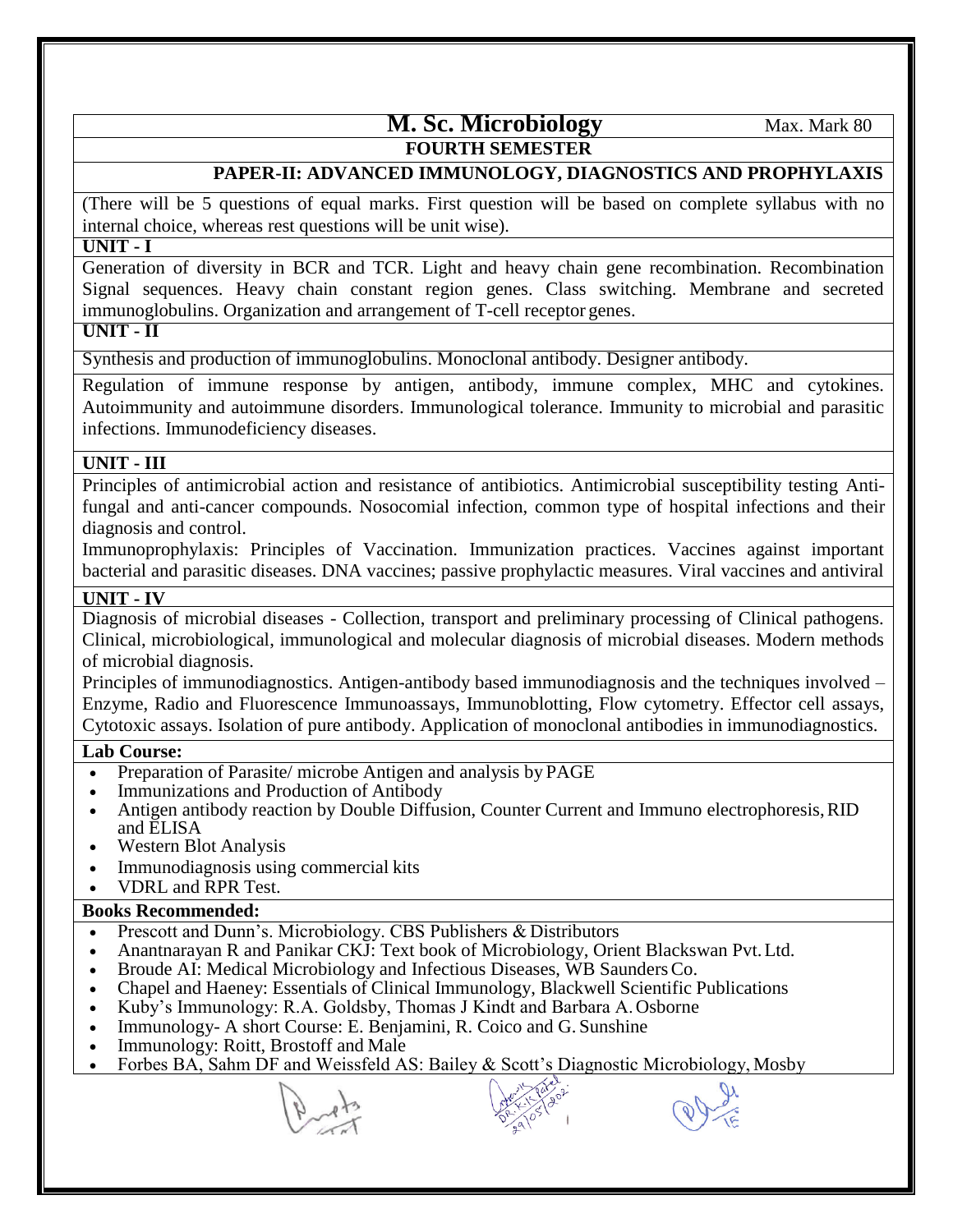# M. Sc. Microbiology

Max. Mark 80

## FOURTH SEMESTER

### PAPER-II: ADVANCED IMMUNOLOGY, DIAGNOSTICS AND PROPHYLAXIS

(There will be 5 questions of equal marks. First question will be based on complete syllabus with no internal choice, whereas rest questions will be unit wise).

**UNIT - I**

Generation of diversity in BCR and TCR. Light and heavy chain gene recombination. Recombination Signal sequences. Heavy chain constant region genes. Class switching. Membrane and secreted immunoglobulins. Organization and arrangement of T-cell receptor genes.

**UNIT - II**

Synthesis and production of immunoglobulins. Monoclonal antibody. Designer antibody.

Regulation of immune response by antigen, antibody, immune complex, MHC and cytokines. Autoimmunity and autoimmune disorders. Immunological tolerance. Immunity to microbial and parasitic infections. Immunodeficiency diseases.

**UNIT - III**

Principles of antimicrobial action and resistance of antibiotics. Antimicrobial susceptibility testing Anti-fungal and anti-cancer compounds. Nosocomial infection, common type of hospital infections and their diagnosis and control.

Immunoprophylaxis: Principles of Vaccination. Immunization practices. Vaccines against important bacterial and parasitic diseases. DNA vaccines; passive prophylactic measures. Viral vaccines and antiviral

**UNIT - IV**

Diagnosis of microbial diseases - Collection, transport and preliminary processing of Clinical pathogens. Clinical, microbiological, immunological and molecular diagnosis of microbial diseases. Modern methods of microbial diagnosis.

Principles of immunodiagnostics. Antigen-antibody based immunodiagnosis and the techniques involved – Enzyme, Radio and Fluorescence Immunoassays, Immunoblotting, Flow cytometry. Effector cell assays, Cytotoxic assays. Isolation of pure antibody. Application of monoclonal antibodies in immunodiagnostics.

**Lab Course:**

- Preparation of Parasite/ microbe Antigen and analysis by PAGE
- Immunizations and Production of Antibody
- Antigen antibody reaction by Double Diffusion, Counter Current and Immuno electrophoresis, RID and ELISA
- Western Blot Analysis
- Immunodiagnosis using commercial kits
- VDRL and RPR Test.

**Books Recommended:**

- Prescott and Dunn's. Microbiology. CBS Publishers & Distributors
- Anantnarayan R and Panikar CKJ: Text book of Microbiology, Orient Blackswan Pvt. Ltd.
- Broude AI: Medical Microbiology and Infectious Diseases, WB Saunders Co.
- Chapel and Haeney: Essentials of Clinical Immunology, Blackwell Scientific Publications
- Kuby's Immunology: R.A. Goldsby, Thomas J Kindt and Barbara A. Osborne
- Immunology- A short Course: E. Benjamini, R. Coico and G. Sunshine
- Immunology: Roitt, Brostoff and Male
- Forbes BA, Sahm DF and Weissfeld AS: Bailey & Scott's Diagnostic Microbiology, Mosby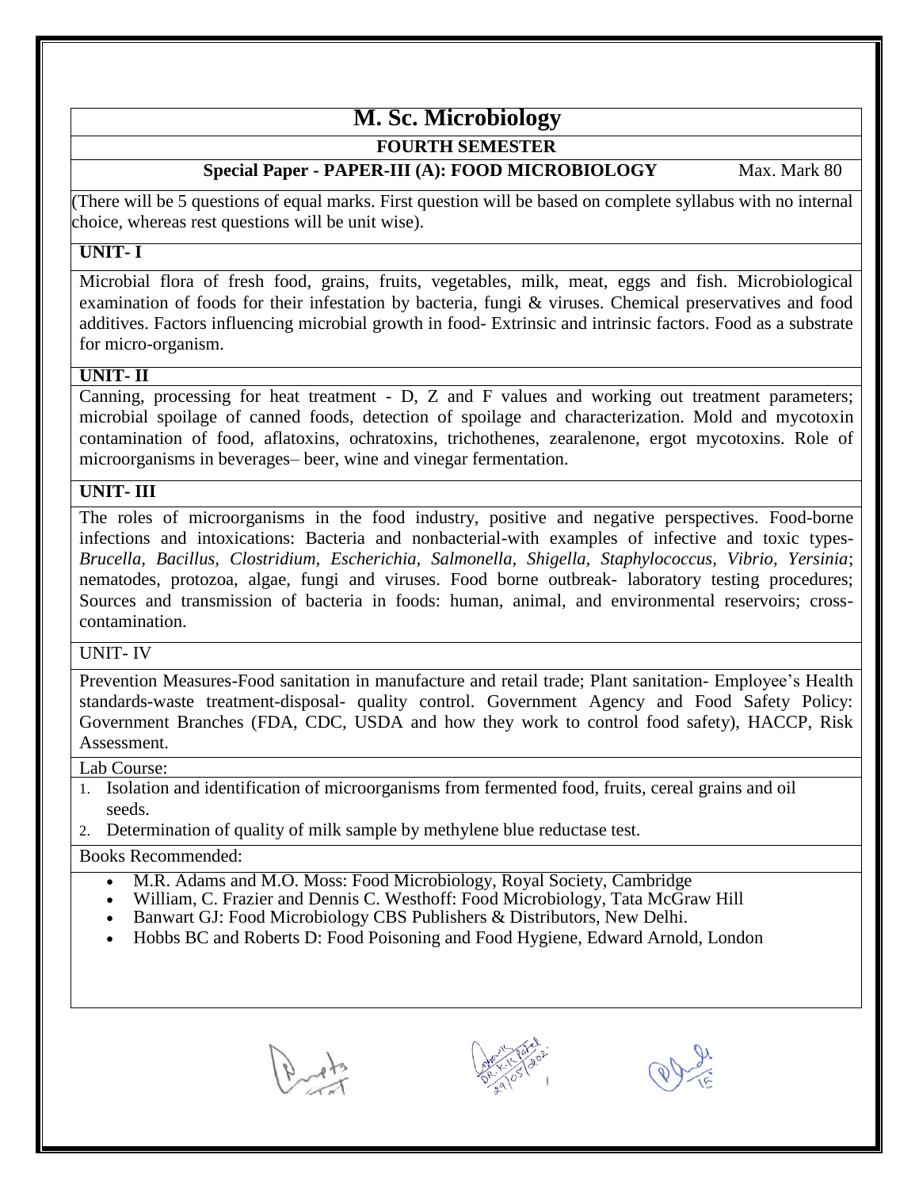# M. Sc. Microbiology

## FOURTH SEMESTER

### Special Paper - PAPER-III (A): FOOD MICROBIOLOGY

Max. Mark 80

(There will be 5 questions of equal marks. First question will be based on complete syllabus with no internal choice, whereas rest questions will be unit wise).

**UNIT- I**

Microbial flora of fresh food, grains, fruits, vegetables, milk, meat, eggs and fish. Microbiological examination of foods for their infestation by bacteria, fungi & viruses. Chemical preservatives and food additives. Factors influencing microbial growth in food- Extrinsic and intrinsic factors. Food as a substrate for micro-organism.

**UNIT- II**

Canning, processing for heat treatment - D, Z and F values and working out treatment parameters; microbial spoilage of canned foods, detection of spoilage and characterization. Mold and mycotoxin contamination of food, aflatoxins, ochratoxins, trichothenes, zearalenone, ergot mycotoxins. Role of microorganisms in beverages– beer, wine and vinegar fermentation.

**UNIT- III**

The roles of microorganisms in the food industry, positive and negative perspectives. Food-borne infections and intoxications: Bacteria and nonbacterial-with examples of infective and toxic types- *Brucella, Bacillus, Clostridium, Escherichia, Salmonella, Shigella, Staphylococcus, Vibrio, Yersinia*; nematodes, protozoa, algae, fungi and viruses. Food borne outbreak- laboratory testing procedures; Sources and transmission of bacteria in foods: human, animal, and environmental reservoirs; cross-contamination.

UNIT- IV

Prevention Measures-Food sanitation in manufacture and retail trade; Plant sanitation- Employee's Health standards-waste treatment-disposal- quality control. Government Agency and Food Safety Policy: Government Branches (FDA, CDC, USDA and how they work to control food safety), HACCP, Risk Assessment.

Lab Course:

1. Isolation and identification of microorganisms from fermented food, fruits, cereal grains and oil seeds.
2. Determination of quality of milk sample by methylene blue reductase test.

Books Recommended:

- M.R. Adams and M.O. Moss: Food Microbiology, Royal Society, Cambridge
- William, C. Frazier and Dennis C. Westhoff: Food Microbiology, Tata McGraw Hill
- Banwart GJ: Food Microbiology CBS Publishers & Distributors, New Delhi.
- Hobbs BC and Roberts D: Food Poisoning and Food Hygiene, Edward Arnold, London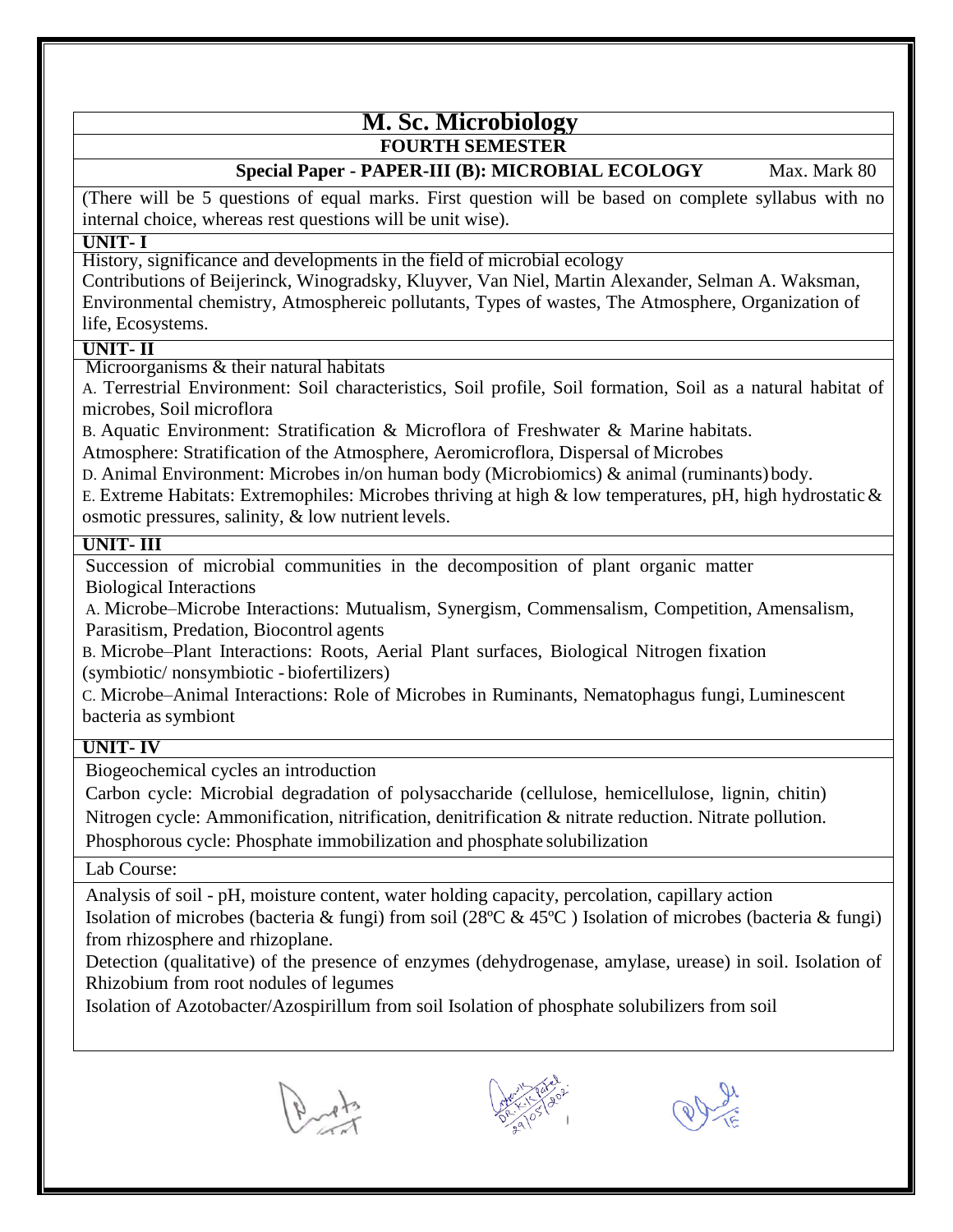# M. Sc. Microbiology

## FOURTH SEMESTER

### Special Paper - PAPER-III (B): MICROBIAL ECOLOGY Max. Mark 80

(There will be 5 questions of equal marks. First question will be based on complete syllabus with no internal choice, whereas rest questions will be unit wise).

**UNIT- I**

History, significance and developments in the field of microbial ecology
Contributions of Beijerinck, Winogradsky, Kluyver, Van Niel, Martin Alexander, Selman A. Waksman, Environmental chemistry, Atmosphereic pollutants, Types of wastes, The Atmosphere, Organization of life, Ecosystems.

**UNIT- II**

Microorganisms & their natural habitats

A. Terrestrial Environment: Soil characteristics, Soil profile, Soil formation, Soil as a natural habitat of microbes, Soil microflora

B. Aquatic Environment: Stratification & Microflora of Freshwater & Marine habitats.

Atmosphere: Stratification of the Atmosphere, Aeromicroflora, Dispersal of Microbes

D. Animal Environment: Microbes in/on human body (Microbiomics) & animal (ruminants) body.

E. Extreme Habitats: Extremophiles: Microbes thriving at high & low temperatures, pH, high hydrostatic & osmotic pressures, salinity, & low nutrient levels.

**UNIT- III**

Succession of microbial communities in the decomposition of plant organic matter
Biological Interactions

A. Microbe–Microbe Interactions: Mutualism, Synergism, Commensalism, Competition, Amensalism, Parasitism, Predation, Biocontrol agents

B. Microbe–Plant Interactions: Roots, Aerial Plant surfaces, Biological Nitrogen fixation (symbiotic/ nonsymbiotic - biofertilizers)

C. Microbe–Animal Interactions: Role of Microbes in Ruminants, Nematophagus fungi, Luminescent bacteria as symbiont

**UNIT- IV**

Biogeochemical cycles an introduction

Carbon cycle: Microbial degradation of polysaccharide (cellulose, hemicellulose, lignin, chitin)

Nitrogen cycle: Ammonification, nitrification, denitrification & nitrate reduction. Nitrate pollution.

Phosphorous cycle: Phosphate immobilization and phosphate solubilization

Lab Course:

Analysis of soil - pH, moisture content, water holding capacity, percolation, capillary action

Isolation of microbes (bacteria & fungi) from soil (28ºC & 45ºC ) Isolation of microbes (bacteria & fungi) from rhizosphere and rhizoplane.

Detection (qualitative) of the presence of enzymes (dehydrogenase, amylase, urease) in soil. Isolation of Rhizobium from root nodules of legumes

Isolation of Azotobacter/Azospirillum from soil Isolation of phosphate solubilizers from soil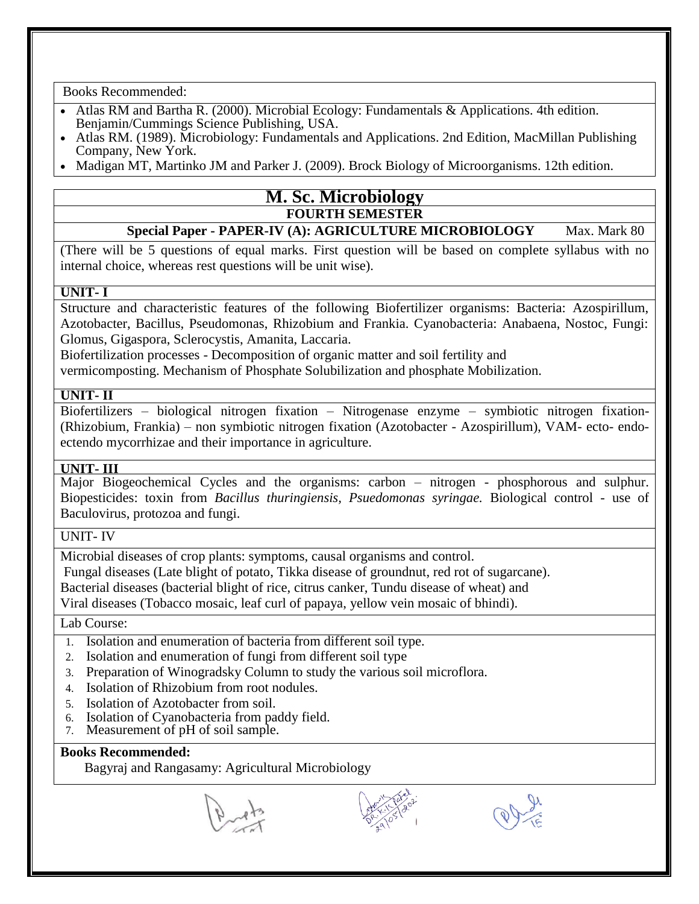Books Recommended:

- Atlas RM and Bartha R. (2000). Microbial Ecology: Fundamentals & Applications. 4th edition. Benjamin/Cummings Science Publishing, USA.
- Atlas RM. (1989). Microbiology: Fundamentals and Applications. 2nd Edition, MacMillan Publishing Company, New York.
- Madigan MT, Martinko JM and Parker J. (2009). Brock Biology of Microorganisms. 12th edition.

# M. Sc. Microbiology

## FOURTH SEMESTER

### Special Paper - PAPER-IV (A): AGRICULTURE MICROBIOLOGY

Max. Mark 80

(There will be 5 questions of equal marks. First question will be based on complete syllabus with no internal choice, whereas rest questions will be unit wise).

**UNIT- I**

Structure and characteristic features of the following Biofertilizer organisms: Bacteria: Azospirillum, Azotobacter, Bacillus, Pseudomonas, Rhizobium and Frankia. Cyanobacteria: Anabaena, Nostoc, Fungi: Glomus, Gigaspora, Sclerocystis, Amanita, Laccaria.

Biofertilization processes - Decomposition of organic matter and soil fertility and vermicomposting. Mechanism of Phosphate Solubilization and phosphate Mobilization.

**UNIT- II**

Biofertilizers – biological nitrogen fixation – Nitrogenase enzyme – symbiotic nitrogen fixation- (Rhizobium, Frankia) – non symbiotic nitrogen fixation (Azotobacter - Azospirillum), VAM- ecto- endo- ectendo mycorrhizae and their importance in agriculture.

**UNIT- III**

Major Biogeochemical Cycles and the organisms: carbon – nitrogen - phosphorous and sulphur. Biopesticides: toxin from *Bacillus thuringiensis, Psuedomonas syringae.* Biological control - use of Baculovirus, protozoa and fungi.

UNIT- IV

Microbial diseases of crop plants: symptoms, causal organisms and control.

Fungal diseases (Late blight of potato, Tikka disease of groundnut, red rot of sugarcane).

Bacterial diseases (bacterial blight of rice, citrus canker, Tundu disease of wheat) and

Viral diseases (Tobacco mosaic, leaf curl of papaya, yellow vein mosaic of bhindi).

Lab Course:

1. Isolation and enumeration of bacteria from different soil type.
2. Isolation and enumeration of fungi from different soil type
3. Preparation of Winogradsky Column to study the various soil microflora.
4. Isolation of Rhizobium from root nodules.
5. Isolation of Azotobacter from soil.
6. Isolation of Cyanobacteria from paddy field.
7. Measurement of pH of soil sample.

**Books Recommended:**

Bagyraj and Rangasamy: Agricultural Microbiology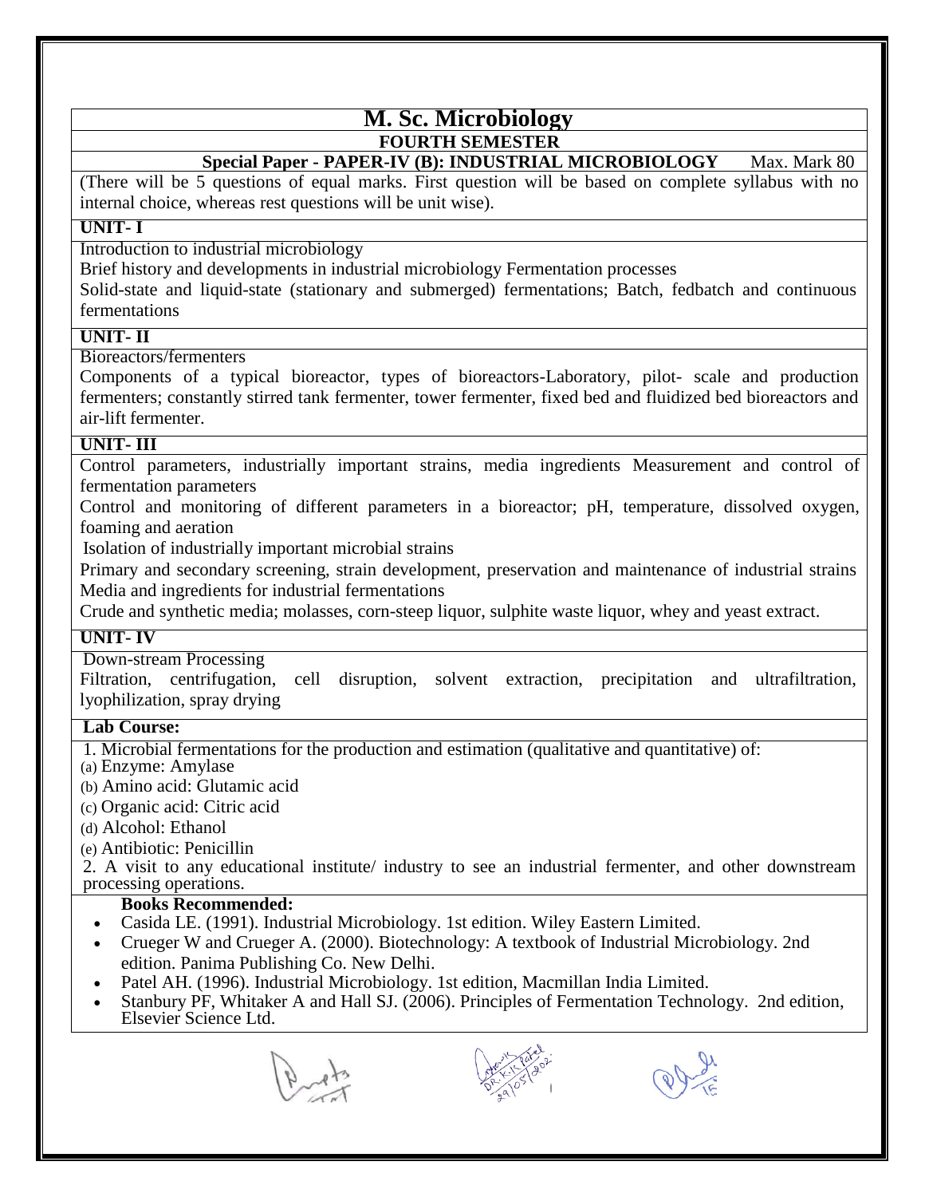# M. Sc. Microbiology

## FOURTH SEMESTER

**Special Paper - PAPER-IV (B): INDUSTRIAL MICROBIOLOGY** Max. Mark 80

(There will be 5 questions of equal marks. First question will be based on complete syllabus with no internal choice, whereas rest questions will be unit wise).

**UNIT- I**

Introduction to industrial microbiology

Brief history and developments in industrial microbiology Fermentation processes

Solid-state and liquid-state (stationary and submerged) fermentations; Batch, fedbatch and continuous fermentations

**UNIT- II**

Bioreactors/fermenters

Components of a typical bioreactor, types of bioreactors-Laboratory, pilot- scale and production fermenters; constantly stirred tank fermenter, tower fermenter, fixed bed and fluidized bed bioreactors and air-lift fermenter.

**UNIT- III**

Control parameters, industrially important strains, media ingredients Measurement and control of fermentation parameters

Control and monitoring of different parameters in a bioreactor; pH, temperature, dissolved oxygen, foaming and aeration

Isolation of industrially important microbial strains

Primary and secondary screening, strain development, preservation and maintenance of industrial strains

Media and ingredients for industrial fermentations

Crude and synthetic media; molasses, corn-steep liquor, sulphite waste liquor, whey and yeast extract.

**UNIT- IV**

Down-stream Processing

Filtration, centrifugation, cell disruption, solvent extraction, precipitation and ultrafiltration, lyophilization, spray drying

**Lab Course:**

1. Microbial fermentations for the production and estimation (qualitative and quantitative) of:
(a) Enzyme: Amylase
(b) Amino acid: Glutamic acid
(c) Organic acid: Citric acid
(d) Alcohol: Ethanol
(e) Antibiotic: Penicillin

2. A visit to any educational institute/ industry to see an industrial fermenter, and other downstream processing operations.

**Books Recommended:**

- Casida LE. (1991). Industrial Microbiology. 1st edition. Wiley Eastern Limited.
- Crueger W and Crueger A. (2000). Biotechnology: A textbook of Industrial Microbiology. 2nd edition. Panima Publishing Co. New Delhi.
- Patel AH. (1996). Industrial Microbiology. 1st edition, Macmillan India Limited.
- Stanbury PF, Whitaker A and Hall SJ. (2006). Principles of Fermentation Technology. 2nd edition, Elsevier Science Ltd.